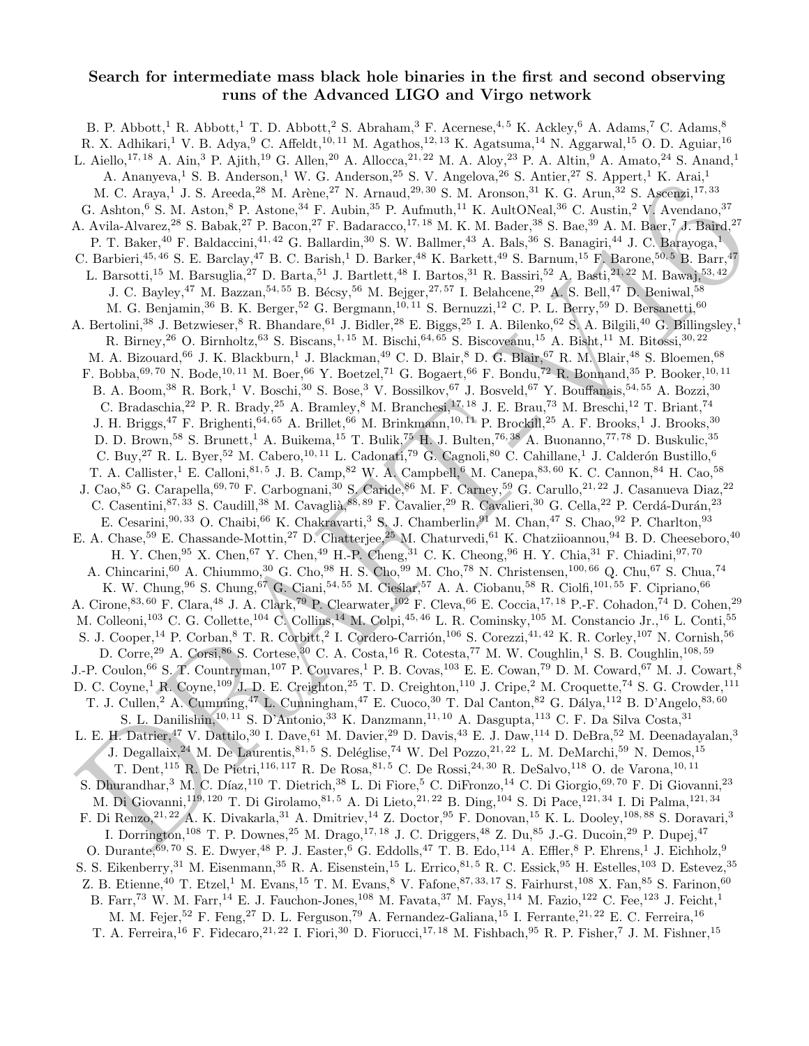# Search for intermediate mass black hole binaries in the first and second observing runs of the Advanced LIGO and Virgo network

B. P. Abbott,[1] R. Abbott,[1] T. D. Abbott,[2] S. Abraham,[3] F. Acernese,[4,5] K. Ackley,[6] A. Adams,[7] C. Adams,[8] R. X. Adhikari,[1] V. B. Adya,[9] C. Affeldt,[10,11] M. Agathos,[12,13] K. Agatsuma,[14] N. Aggarwal,[15] O. D. Aguiar,[16] L. Aiello,[17,18] A. Ain,[3] P. Ajith,[19] G. Allen,[20] A. Allocca,[21,22] M. A. Aloy,[23] P. A. Altin,[9] A. Amato,[24] S. Anand,[1] A. Ananyeva,[1] S. B. Anderson,[1] W. G. Anderson,[25] S. V. Angelova,[26] S. Antier,[27] S. Appert,[1] K. Arai,[1] M. C. Araya,[1] J. S. Areeda,[28] M. Arène,[27] N. Arnaud,[29,30] S. M. Aronson,[31] K. G. Arun,[32] S. Ascenzi,[17,33] G. Ashton,[6] S. M. Aston,[8] P. Astone,[34] F. Aubin,[35] P. Aufmuth,[11] K. AultONeal,[36] C. Austin,[2] V. Avendano,[37] A. Avila-Alvarez,[28] S. Babak,[27] P. Bacon,[27] F. Badaracco,[17,18] M. K. M. Bader,[38] S. Bae,[39] A. M. Baer,[7] J. Baird,[27] P. T. Baker,[40] F. Baldaccini,[41,42] G. Ballardin,[30] S. W. Ballmer,[43] A. Bals,[36] S. Banagiri,[44] J. C. Barayoga,[1] C. Barbieri,[45,46] S. E. Barclay,[47] B. C. Barish,[1] D. Barker,[48] K. Barkett,[49] S. Barnum,[15] F. Barone,[50,5] B. Barr,[47] L. Barsotti,[15] M. Barsuglia,[27] D. Barta,[51] J. Bartlett,[48] I. Bartos,[31] R. Bassiri,[52] A. Basti,[21,22] M. Bawaj,[53,42] J. C. Bayley,[47] M. Bazzan,[54,55] B. Bécsy,[56] M. Bejger,[27,57] I. Belahcene,[29] A. S. Bell,[47] D. Beniwal,[58] M. G. Benjamin,[36] B. K. Berger,[52] G. Bergmann,[10,11] S. Bernuzzi,[12] C. P. L. Berry,[59] D. Bersanetti,[60] A. Bertolini,[38] J. Betzwieser,[8] R. Bhandare,[61] J. Bidler,[28] E. Biggs,[25] I. A. Bilenko,[62] S. A. Bilgili,[40] G. Billingsley,[1] R. Birney,[26] O. Birnholtz,[63] S. Biscans,[1,15] M. Bischi,[64,65] S. Biscoveanu,[15] A. Bisht,[11] M. Bitossi,[30,22] M. A. Bizouard,[66] J. K. Blackburn,[1] J. Blackman,[49] C. D. Blair,[8] D. G. Blair,[67] R. M. Blair,[48] S. Bloemen,[68] F. Bobba,[69,70] N. Bode,[10,11] M. Boer,[66] Y. Boetzel,[71] G. Bogaert,[66] F. Bondu,[72] R. Bonnand,[35] P. Booker,[10,11] B. A. Boom,[38] R. Bork,[1] V. Boschi,[30] S. Bose,[3] V. Bossilkov,[67] J. Bosveld,[67] Y. Bouffanais,[54,55] A. Bozzi,[30] C. Bradaschia,[22] P. R. Brady,[25] A. Bramley,[8] M. Branchesi,[17,18] J. E. Brau,[73] M. Breschi,[12] T. Briant,[74] J. H. Briggs,[47] F. Brighenti,[64,65] A. Brillet,[66] M. Brinkmann,[10,11] P. Brockill,[25] A. F. Brooks,[1] J. Brooks,[30] D. D. Brown,[58] S. Brunett,[1] A. Buikema,[15] T. Bulik,[75] H. J. Bulten,[76,38] A. Buonanno,[77,78] D. Buskulic,[35] C. Buy,[27] R. L. Byer,[52] M. Cabero,[10,11] L. Cadonati,[79] G. Cagnoli,[80] C. Cahillane,[1] J. Calderón Bustillo,[6] T. A. Callister,[1] E. Calloni,[81,5] J. B. Camp,[82] W. A. Campbell,[6] M. Canepa,[83,60] K. C. Cannon,[84] H. Cao,[58] J. Cao,[85] G. Carapella,[69,70] F. Carbognani,[30] S. Caride,[86] M. F. Carney,[59] G. Carullo,[21,22] J. Casanueva Diaz,[22] C. Casentini,[87,33] S. Caudill,[38] M. Cavaglià,[88,89] F. Cavalier,[29] R. Cavalieri,[30] G. Cella,[22] P. Cerdá-Durán,[23] E. Cesarini,[90,33] O. Chaibi,[66] K. Chakravarti,[3] S. J. Chamberlin,[91] M. Chan,[47] S. Chao,[92] P. Charlton,[93] E. A. Chase,[59] E. Chassande-Mottin,[27] D. Chatterjee,[25] M. Chaturvedi,[61] K. Chatziioannou,[94] B. D. Cheeseboro,[40] H. Y. Chen,[95] X. Chen,[67] Y. Chen,[49] H.-P. Cheng,[31] C. K. Cheong,[96] H. Y. Chia,[31] F. Chiadini,[97,70] A. Chincarini,[60] A. Chiummo,[30] G. Cho,[98] H. S. Cho,[99] M. Cho,[78] N. Christensen,[100,66] Q. Chu,[67] S. Chua,[74] K. W. Chung,[96] S. Chung,[67] G. Ciani,[54,55] M. Cieślar,[57] A. A. Ciobanu,[58] R. Ciolfi,[101,55] F. Cipriano,[66] A. Cirone,[83,60] F. Clara,[48] J. A. Clark,[79] P. Clearwater,[102] F. Cleva,[66] E. Coccia,[17,18] P.-F. Cohadon,[74] D. Cohen,[29] M. Colleoni,[103] C. G. Collette,[104] C. Collins,[14] M. Colpi,[45,46] L. R. Cominsky,[105] M. Constancio Jr.,[16] L. Conti,[55] S. J. Cooper,[14] P. Corban,[8] T. R. Corbitt,[2] I. Cordero-Carrión,[106] S. Corezzi,[41,42] K. R. Corley,[107] N. Cornish,[56] D. Corre,[29] A. Corsi,[86] S. Cortese,[30] C. A. Costa,[16] R. Cotesta,[77] M. W. Coughlin,[1] S. B. Coughlin,[108,59] J.-P. Coulon,[66] S. T. Countryman,[107] P. Couvares,[1] P. B. Covas,[103] E. E. Cowan,[79] D. M. Coward,[67] M. J. Cowart,[8] D. C. Coyne,[1] R. Coyne,[109] J. D. E. Creighton,[25] T. D. Creighton,[110] J. Cripe,[2] M. Croquette,[74] S. G. Crowder,[111] T. J. Cullen,[2] A. Cumming,[47] L. Cunningham,[47] E. Cuoco,[30] T. Dal Canton,[82] G. Dálya,[112] B. D'Angelo,[83,60] S. L. Danilishin,[10,11] S. D'Antonio,[33] K. Danzmann,[11,10] A. Dasgupta,[113] C. F. Da Silva Costa,[31] L. E. H. Datrier,[47] V. Dattilo,[30] I. Dave,[61] M. Davier,[29] D. Davis,[43] E. J. Daw,[114] D. DeBra,[52] M. Deenadayalan,[3] J. Degallaix,[24] M. De Laurentis,[81,5] S. Deléglise,[74] W. Del Pozzo,[21,22] L. M. DeMarchi,[59] N. Demos,[15] T. Dent,[115] R. De Pietri,[116,117] R. De Rosa,[81,5] C. De Rossi,[24,30] R. DeSalvo,[118] O. de Varona,[10,11] S. Dhurandhar,[3] M. C. Díaz,[110] T. Dietrich,[38] L. Di Fiore,[5] C. DiFronzo,[14] C. Di Giorgio,[69,70] F. Di Giovanni,[23] M. Di Giovanni,[119,120] T. Di Girolamo,[81,5] A. Di Lieto,[21,22] B. Ding,[104] S. Di Pace,[121,34] I. Di Palma,[121,34] F. Di Renzo,[21,22] A. K. Divakarla,[31] A. Dmitriev,[14] Z. Doctor,[95] F. Donovan,[15] K. L. Dooley,[108,88] S. Doravari,[3] I. Dorrington,[108] T. P. Downes,[25] M. Drago,[17,18] J. C. Driggers,[48] Z. Du,[85] J.-G. Ducoin,[29] P. Dupej,[47] O. Durante,[69,70] S. E. Dwyer,[48] P. J. Easter,[6] G. Eddolls,[47] T. B. Edo,[114] A. Effler,[8] P. Ehrens,[1] J. Eichholz,[9] S. S. Eikenberry,[31] M. Eisenmann,[35] R. A. Eisenstein,[15] L. Errico,[81,5] R. C. Essick,[95] H. Estelles,[103] D. Estevez,[35] Z. B. Etienne,[40] T. Etzel,[1] M. Evans,[15] T. M. Evans,[8] V. Fafone,[87,33,17] S. Fairhurst,[108] X. Fan,[85] S. Farinon,[60] B. Farr,[73] W. M. Farr,[14] E. J. Fauchon-Jones,[108] M. Favata,[37] M. Fays,[114] M. Fazio,[122] C. Fee,[123] J. Feicht,[1] M. M. Fejer,[52] F. Feng,[27] D. L. Ferguson,[79] A. Fernandez-Galiana,[15] I. Ferrante,[21,22] E. C. Ferreira,[16] T. A. Ferreira,[16] F. Fidecaro,[21,22] I. Fiori,[30] D. Fiorucci,[17,18] M. Fishbach,[95] R. P. Fisher,[7] J. M. Fishner,[15]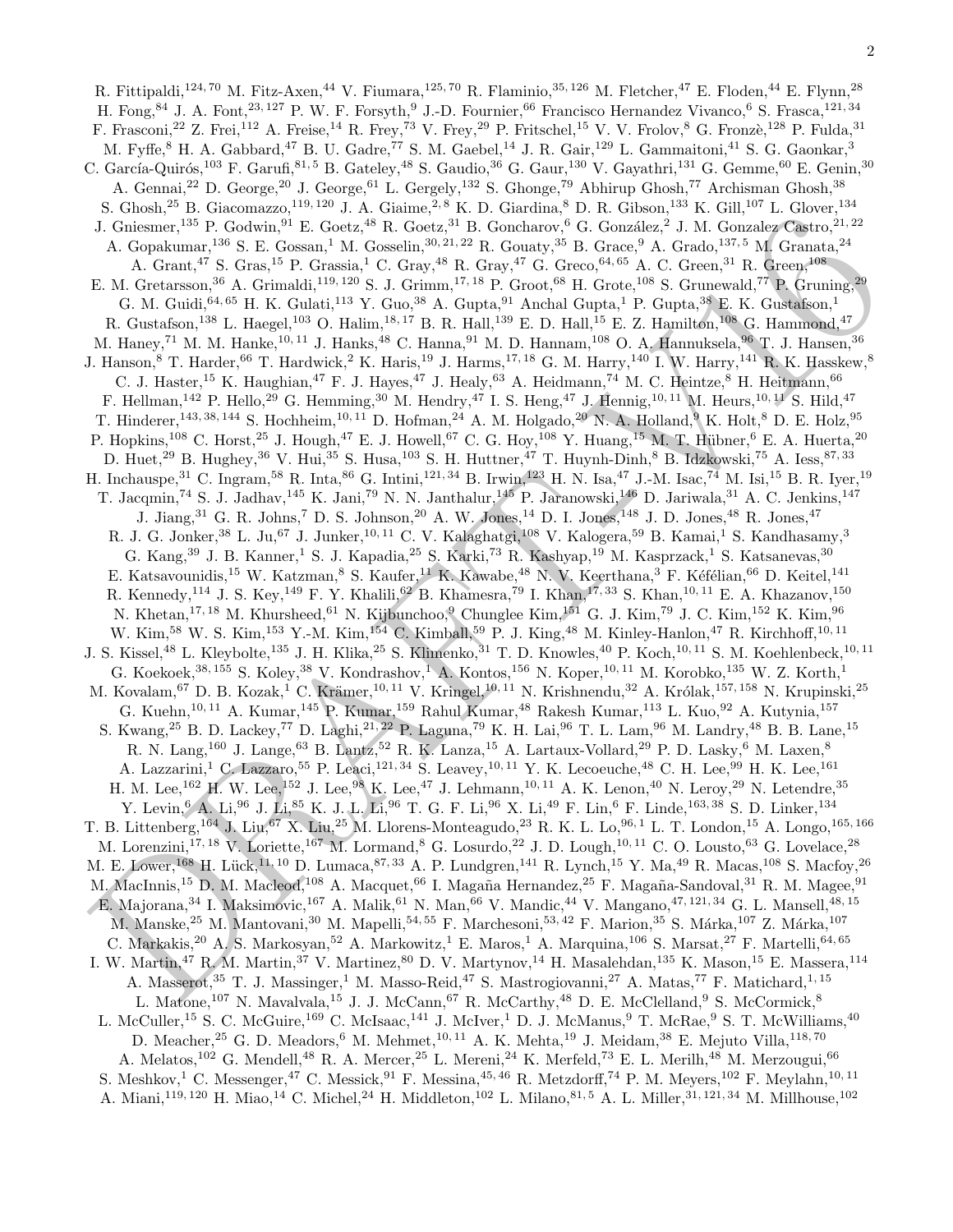R. Fittipaldi,[124,70] M. Fitz-Axen,[44] V. Fiumara,[125,70] R. Flaminio,[35,126] M. Fletcher,[47] E. Floden,[44] E. Flynn,[28] H. Fong,[84] J. A. Font,[23,127] P. W. F. Forsyth,[9] J.-D. Fournier,[66] Francisco Hernandez Vivanco,[6] S. Frasca,[121,34] F. Frasconi,[22] Z. Frei,[112] A. Freise,[14] R. Frey,[73] V. Frey,[29] P. Fritschel,[15] V. V. Frolov,[8] G. Fronzè,[128] P. Fulda,[31] M. Fyffe,[8] H. A. Gabbard,[47] B. U. Gadre,[77] S. M. Gaebel,[14] J. R. Gair,[129] L. Gammaitoni,[41] S. G. Gaonkar,[3] C. García-Quirós,[103] F. Garufi,[81,5] B. Gateley,[48] S. Gaudio,[36] G. Gaur,[130] V. Gayathri,[131] G. Gemme,[60] E. Genin,[30] A. Gennai,[22] D. George,[20] J. George,[61] L. Gergely,[132] S. Ghonge,[79] Abhirup Ghosh,[77] Archisman Ghosh,[38] S. Ghosh,[25] B. Giacomazzo,[119,120] J. A. Giaime,[2,8] K. D. Giardina,[8] D. R. Gibson,[133] K. Gill,[107] L. Glover,[134] J. Gniesmer,[135] P. Godwin,[91] E. Goetz,[48] R. Goetz,[31] B. Goncharov,[6] G. González,[2] J. M. Gonzalez Castro,[21,22] A. Gopakumar,[136] S. E. Gossan,[1] M. Gosselin,[30,21,22] R. Gouaty,[35] B. Grace,[9] A. Grado,[137,5] M. Granata,[24] A. Grant,[47] S. Gras,[15] P. Grassia,[1] C. Gray,[48] R. Gray,[47] G. Greco,[64,65] A. C. Green,[31] R. Green,[108] E. M. Gretarsson,[36] A. Grimaldi,[119,120] S. J. Grimm,[17,18] P. Groot,[68] H. Grote,[108] S. Grunewald,[77] P. Gruning,[29] G. M. Guidi,[64,65] H. K. Gulati,[113] Y. Guo,[38] A. Gupta,[91] Anchal Gupta,[1] P. Gupta,[38] E. K. Gustafson,[1] R. Gustafson,[138] L. Haegel,[103] O. Halim,[18,17] B. R. Hall,[139] E. D. Hall,[15] E. Z. Hamilton,[108] G. Hammond,[47] M. Haney,[71] M. M. Hanke,[10,11] J. Hanks,[48] C. Hanna,[91] M. D. Hannam,[108] O. A. Hannuksela,[96] T. J. Hansen,[36] J. Hanson,[8] T. Harder,[66] T. Hardwick,[2] K. Haris,[19] J. Harms,[17,18] G. M. Harry,[140] I. W. Harry,[141] R. K. Hasskew,[8] C. J. Haster,[15] K. Haughian,[47] F. J. Hayes,[47] J. Healy,[63] A. Heidmann,[74] M. C. Heintze,[8] H. Heitmann,[66] F. Hellman,[142] P. Hello,[29] G. Hemming,[30] M. Hendry,[47] I. S. Heng,[47] J. Hennig,[10,11] M. Heurs,[10,11] S. Hild,[47] T. Hinderer,[143,38,144] S. Hochheim,[10,11] D. Hofman,[24] A. M. Holgado,[20] N. A. Holland,[9] K. Holt,[8] D. E. Holz,[95] P. Hopkins,[108] C. Horst,[25] J. Hough,[47] E. J. Howell,[67] C. G. Hoy,[108] Y. Huang,[15] M. T. Hübner,[6] E. A. Huerta,[20] D. Huet,[29] B. Hughey,[36] V. Hui,[35] S. Husa,[103] S. H. Huttner,[47] T. Huynh-Dinh,[8] B. Idzkowski,[75] A. Iess,[87,33] H. Inchauspe,[31] C. Ingram,[58] R. Inta,[86] G. Intini,[121,34] B. Irwin,[123] H. N. Isa,[47] J.-M. Isac,[74] M. Isi,[15] B. R. Iyer,[19] T. Jacqmin,[74] S. J. Jadhav,[145] K. Jani,[79] N. N. Janthalur,[145] P. Jaranowski,[146] D. Jariwala,[31] A. C. Jenkins,[147] J. Jiang,[31] G. R. Johns,[7] D. S. Johnson,[20] A. W. Jones,[14] D. I. Jones,[148] J. D. Jones,[48] R. Jones,[47] R. J. G. Jonker,[38] L. Ju,[67] J. Junker,[10,11] C. V. Kalaghatgi,[108] V. Kalogera,[59] B. Kamai,[1] S. Kandhasamy,[3] G. Kang,[39] J. B. Kanner,[1] S. J. Kapadia,[25] S. Karki,[73] R. Kashyap,[19] M. Kasprzack,[1] S. Katsanevas,[30] E. Katsavounidis,[15] W. Katzman,[8] S. Kaufer,[11] K. Kawabe,[48] N. V. Keerthana,[3] F. Kéfélian,[66] D. Keitel,[141] R. Kennedy,[114] J. S. Key,[149] F. Y. Khalili,[62] B. Khamesra,[79] I. Khan,[17,33] S. Khan,[10,11] E. A. Khazanov,[150] N. Khetan,[17,18] M. Khursheed,[61] N. Kijbunchoo,[9] Chunglee Kim,[151] G. J. Kim,[79] J. C. Kim,[152] K. Kim,[96] W. Kim,[58] W. S. Kim,[153] Y.-M. Kim,[154] C. Kimball,[59] P. J. King,[48] M. Kinley-Hanlon,[47] R. Kirchhoff,[10,11] J. S. Kissel,[48] L. Kleybolte,[135] J. H. Klika,[25] S. Klimenko,[31] T. D. Knowles,[40] P. Koch,[10,11] S. M. Koehlenbeck,[10,11] G. Koekoek,[38,155] S. Koley,[38] V. Kondrashov,[1] A. Kontos,[156] N. Koper,[10,11] M. Korobko,[135] W. Z. Korth,[1] M. Kovalam,[67] D. B. Kozak,[1] C. Krämer,[10,11] V. Kringel,[10,11] N. Krishnendu,[32] A. Królak,[157,158] N. Krupinski,[25] G. Kuehn,[10,11] A. Kumar,[145] P. Kumar,[159] Rahul Kumar,[48] Rakesh Kumar,[113] L. Kuo,[92] A. Kutynia,[157] S. Kwang,[25] B. D. Lackey,[77] D. Laghi,[21,22] P. Laguna,[79] K. H. Lai,[96] T. L. Lam,[96] M. Landry,[48] B. B. Lane,[15] R. N. Lang,[160] J. Lange,[63] B. Lantz,[52] R. K. Lanza,[15] A. Lartaux-Vollard,[29] P. D. Lasky,[6] M. Laxen,[8] A. Lazzarini,[1] C. Lazzaro,[55] P. Leaci,[121,34] S. Leavey,[10,11] Y. K. Lecoeuche,[48] C. H. Lee,[99] H. K. Lee,[161] H. M. Lee,[162] H. W. Lee,[152] J. Lee,[98] K. Lee,[47] J. Lehmann,[10,11] A. K. Lenon,[40] N. Leroy,[29] N. Letendre,[35] Y. Levin,[6] A. Li,[96] J. Li,[85] K. J. L. Li,[96] T. G. F. Li,[96] X. Li,[49] F. Lin,[6] F. Linde,[163,38] S. D. Linker,[134] T. B. Littenberg,[164] J. Liu,[67] X. Liu,[25] M. Llorens-Monteagudo,[23] R. K. L. Lo,[96,1] L. T. London,[15] A. Longo,[165,166] M. Lorenzini,[17,18] V. Loriette,[167] M. Lormand,[8] G. Losurdo,[22] J. D. Lough,[10,11] C. O. Lousto,[63] G. Lovelace,[28] M. E. Lower,[168] H. Lück,[11,10] D. Lumaca,[87,33] A. P. Lundgren,[141] R. Lynch,[15] Y. Ma,[49] R. Macas,[108] S. Macfoy,[26] M. MacInnis,[15] D. M. Macleod,[108] A. Macquet,[66] I. Magaña Hernandez,[25] F. Magaña-Sandoval,[31] R. M. Magee,[91] E. Majorana,[34] I. Maksimovic,[167] A. Malik,[61] N. Man,[66] V. Mandic,[44] V. Mangano,[47,121,34] G. L. Mansell,[48,15] M. Manske,[25] M. Mantovani,[30] M. Mapelli,[54,55] F. Marchesoni,[53,42] F. Marion,[35] S. Márka,[107] Z. Márka,[107] C. Markakis,[20] A. S. Markosyan,[52] A. Markowitz,[1] E. Maros,[1] A. Marquina,[106] S. Marsat,[27] F. Martelli,[64,65] I. W. Martin,[47] R. M. Martin,[37] V. Martinez,[80] D. V. Martynov,[14] H. Masalehdan,[135] K. Mason,[15] E. Massera,[114] A. Masserot,[35] T. J. Massinger,[1] M. Masso-Reid,[47] S. Mastrogiovanni,[27] A. Matas,[77] F. Matichard,[1,15] L. Matone,[107] N. Mavalvala,[15] J. J. McCann,[67] R. McCarthy,[48] D. E. McClelland,[9] S. McCormick,[8] L. McCuller,[15] S. C. McGuire,[169] C. McIsaac,[141] J. McIver,[1] D. J. McManus,[9] T. McRae,[9] S. T. McWilliams,[40] D. Meacher,[25] G. D. Meadors,[6] M. Mehmet,[10,11] A. K. Mehta,[19] J. Meidam,[38] E. Mejuto Villa,[118,70] A. Melatos,[102] G. Mendell,[48] R. A. Mercer,[25] L. Mereni,[24] K. Merfeld,[73] E. L. Merilh,[48] M. Merzougui,[66] S. Meshkov,[1] C. Messenger,[47] C. Messick,[91] F. Messina,[45,46] R. Metzdorff,[74] P. M. Meyers,[102] F. Meylahn,[10,11] A. Miani,[119,120] H. Miao,[14] C. Michel,[24] H. Middleton,[102] L. Milano,[81,5] A. L. Miller,[31,121,34] M. Millhouse,[102]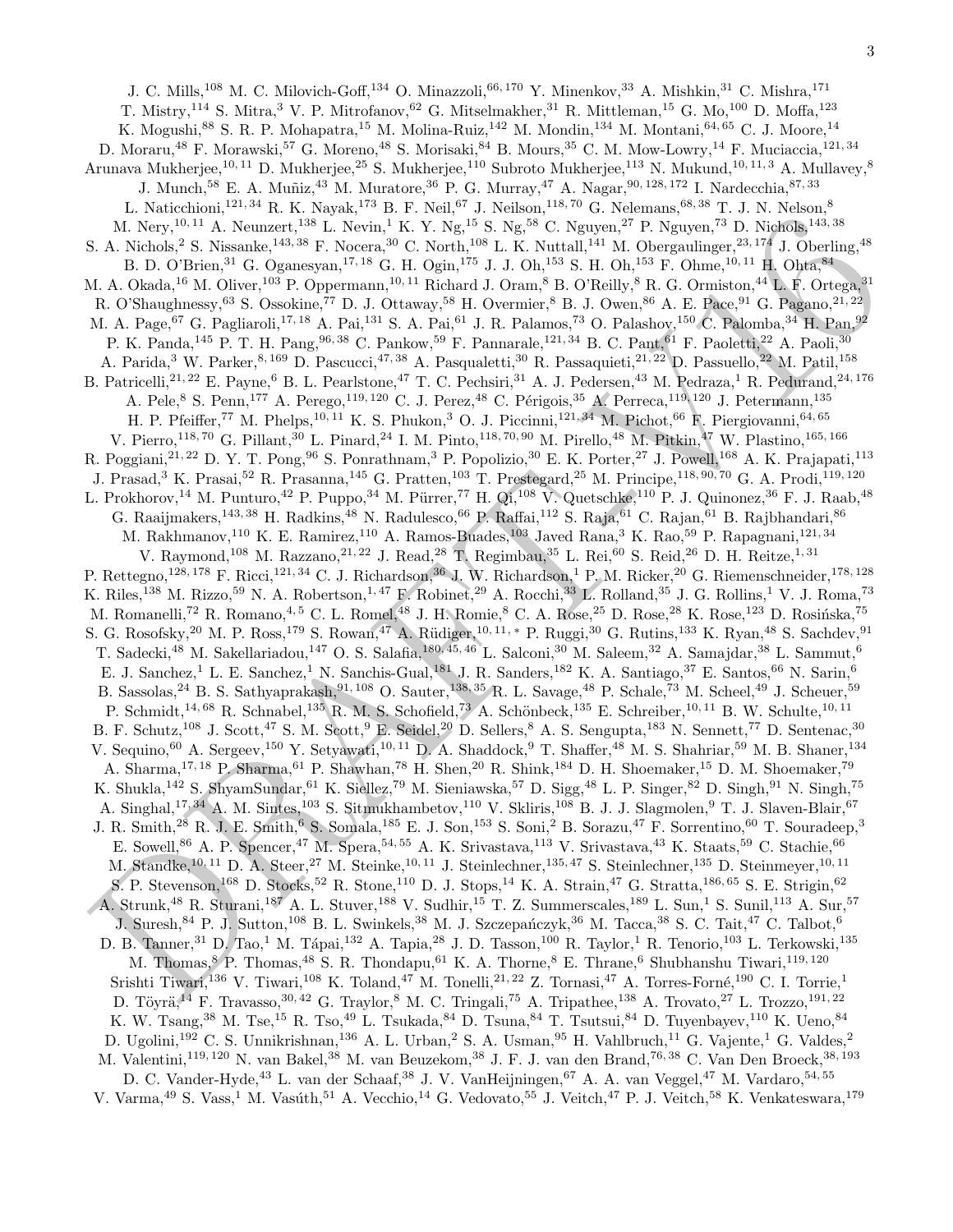J. C. Mills,[108] M. C. Milovich-Goff,[134] O. Minazzoli,[66,170] Y. Minenkov,[33] A. Mishkin,[31] C. Mishra,[171] T. Mistry,[114] S. Mitra,[3] V. P. Mitrofanov,[62] G. Mitselmakher,[31] R. Mittleman,[15] G. Mo,[100] D. Moffa,[123] K. Mogushi,[88] S. R. P. Mohapatra,[15] M. Molina-Ruiz,[142] M. Mondin,[134] M. Montani,[64,65] C. J. Moore,[14] D. Moraru,[48] F. Morawski,[57] G. Moreno,[48] S. Morisaki,[84] B. Mours,[35] C. M. Mow-Lowry,[14] F. Muciaccia,[121,34] Arunava Mukherjee,[10,11] D. Mukherjee,[25] S. Mukherjee,[110] Subroto Mukherjee,[113] N. Mukund,[10,11,3] A. Mullavey,[8] J. Munch,[58] E. A. Muñiz,[43] M. Muratore,[36] P. G. Murray,[47] A. Nagar,[90,128,172] I. Nardecchia,[87,33] L. Naticchioni,[121,34] R. K. Nayak,[173] B. F. Neil,[67] J. Neilson,[118,70] G. Nelemans,[68,38] T. J. N. Nelson,[8] M. Nery,[10,11] A. Neunzert,[138] L. Nevin,[1] K. Y. Ng,[15] S. Ng,[58] C. Nguyen,[27] P. Nguyen,[73] D. Nichols,[143,38] S. A. Nichols,[2] S. Nissanke,[143,38] F. Nocera,[30] C. North,[108] L. K. Nuttall,[141] M. Obergaulinger,[23,174] J. Oberling,[48] B. D. O'Brien,[31] G. Oganesyan,[17,18] G. H. Ogin,[175] J. J. Oh,[153] S. H. Oh,[153] F. Ohme,[10,11] H. Ohta,[84] M. A. Okada,[16] M. Oliver,[103] P. Oppermann,[10,11] Richard J. Oram,[8] B. O'Reilly,[8] R. G. Ormiston,[44] L. F. Ortega,[31] R. O'Shaughnessy,[63] S. Ossokine,[77] D. J. Ottaway,[58] H. Overmier,[8] B. J. Owen,[86] A. E. Pace,[91] G. Pagano,[21,22] M. A. Page,[67] G. Pagliaroli,[17,18] A. Pai,[131] S. A. Pai,[61] J. R. Palamos,[73] O. Palashov,[150] C. Palomba,[34] H. Pan,[92] P. K. Panda,[145] P. T. H. Pang,[96,38] C. Pankow,[59] F. Pannarale,[121,34] B. C. Pant,[61] F. Paoletti,[22] A. Paoli,[30] A. Parida,[3] W. Parker,[8,169] D. Pascucci,[47,38] A. Pasqualetti,[30] R. Passaquieti,[21,22] D. Passuello,[22] M. Patil,[158] B. Patricelli,[21,22] E. Payne,[6] B. L. Pearlstone,[47] T. C. Pechsiri,[31] A. J. Pedersen,[43] M. Pedraza,[1] R. Pedurand,[24,176] A. Pele,[8] S. Penn,[177] A. Perego,[119,120] C. J. Perez,[48] C. Périgois,[35] A. Perreca,[119,120] J. Petermann,[135] H. P. Pfeiffer,[77] M. Phelps,[10,11] K. S. Phukon,[3] O. J. Piccinni,[121,34] M. Pichot,[66] F. Piergiovanni,[64,65] V. Pierro,[118,70] G. Pillant,[30] L. Pinard,[24] I. M. Pinto,[118,70,90] M. Pirello,[48] M. Pitkin,[47] W. Plastino,[165,166] R. Poggiani,[21,22] D. Y. T. Pong,[96] S. Ponrathnam,[3] P. Popolizio,[30] E. K. Porter,[27] J. Powell,[168] A. K. Prajapati,[113] J. Prasad,[3] K. Prasai,[52] R. Prasanna,[145] G. Pratten,[103] T. Prestegard,[25] M. Principe,[118,90,70] G. A. Prodi,[119,120] L. Prokhorov,[14] M. Punturo,[42] P. Puppo,[34] M. Pürrer,[77] H. Qi,[108] V. Quetschke,[110] P. J. Quinonez,[36] F. J. Raab,[48] G. Raaijmakers,[143,38] H. Radkins,[48] N. Radulesco,[66] P. Raffai,[112] S. Raja,[61] C. Rajan,[61] B. Rajbhandari,[86] M. Rakhmanov,[110] K. E. Ramirez,[110] A. Ramos-Buades,[103] Javed Rana,[3] K. Rao,[59] P. Rapagnani,[121,34] V. Raymond,[108] M. Razzano,[21,22] J. Read,[28] T. Regimbau,[35] L. Rei,[60] S. Reid,[26] D. H. Reitze,[1,31] P. Rettegno,[128,178] F. Ricci,[121,34] C. J. Richardson,[36] J. W. Richardson,[1] P. M. Ricker,[20] G. Riemenschneider,[178,128] K. Riles,[138] M. Rizzo,[59] N. A. Robertson,[1,47] F. Robinet,[29] A. Rocchi,[33] L. Rolland,[35] J. G. Rollins,[1] V. J. Roma,[73] M. Romanelli,[72] R. Romano,[4,5] C. L. Romel,[48] J. H. Romie,[8] C. A. Rose,[25] D. Rose,[28] K. Rose,[123] D. Rosińska,[75] S. G. Rosofsky,[20] M. P. Ross,[179] S. Rowan,[47] A. Rüdiger,[10,11,*] P. Ruggi,[30] G. Rutins,[133] K. Ryan,[48] S. Sachdev,[91] T. Sadecki,[48] M. Sakellariadou,[147] O. S. Salafia,[180,45,46] L. Salconi,[30] M. Saleem,[32] A. Samajdar,[38] L. Sammut,[6] E. J. Sanchez,[1] L. E. Sanchez,[1] N. Sanchis-Gual,[181] J. R. Sanders,[182] K. A. Santiago,[37] E. Santos,[66] N. Sarin,[6] B. Sassolas,[24] B. S. Sathyaprakash,[91,108] O. Sauter,[138,35] R. L. Savage,[48] P. Schale,[73] M. Scheel,[49] J. Scheuer,[59] P. Schmidt,[14,68] R. Schnabel,[135] R. M. S. Schofield,[73] A. Schönbeck,[135] E. Schreiber,[10,11] B. W. Schulte,[10,11] B. F. Schutz,[108] J. Scott,[47] S. M. Scott,[9] E. Seidel,[20] D. Sellers,[8] A. S. Sengupta,[183] N. Sennett,[77] D. Sentenac,[30] V. Sequino,[60] A. Sergeev,[150] Y. Setyawati,[10,11] D. A. Shaddock,[9] T. Shaffer,[48] M. S. Shahriar,[59] M. B. Shaner,[134] A. Sharma,[17,18] P. Sharma,[61] P. Shawhan,[78] H. Shen,[20] R. Shink,[184] D. H. Shoemaker,[15] D. M. Shoemaker,[79] K. Shukla,[142] S. ShyamSundar,[61] K. Siellez,[79] M. Sieniawska,[57] D. Sigg,[48] L. P. Singer,[82] D. Singh,[91] N. Singh,[75] A. Singhal,[17,34] A. M. Sintes,[103] S. Sitmukhambetov,[110] V. Skliris,[108] B. J. J. Slagmolen,[9] T. J. Slaven-Blair,[67] J. R. Smith,[28] R. J. E. Smith,[6] S. Somala,[185] E. J. Son,[153] S. Soni,[2] B. Sorazu,[47] F. Sorrentino,[60] T. Souradeep,[3] E. Sowell,[86] A. P. Spencer,[47] M. Spera,[54,55] A. K. Srivastava,[113] V. Srivastava,[43] K. Staats,[59] C. Stachie,[66] M. Standke,[10,11] D. A. Steer,[27] M. Steinke,[10,11] J. Steinlechner,[135,47] S. Steinlechner,[135] D. Steinmeyer,[10,11] S. P. Stevenson,[168] D. Stocks,[52] R. Stone,[110] D. J. Stops,[14] K. A. Strain,[47] G. Stratta,[186,65] S. E. Strigin,[62] A. Strunk,[48] R. Sturani,[187] A. L. Stuver,[188] V. Sudhir,[15] T. Z. Summerscales,[189] L. Sun,[1] S. Sunil,[113] A. Sur,[57] J. Suresh,[84] P. J. Sutton,[108] B. L. Swinkels,[38] M. J. Szczepańczyk,[36] M. Tacca,[38] S. C. Tait,[47] C. Talbot,[6] D. B. Tanner,[31] D. Tao,[1] M. Tápai,[132] A. Tapia,[28] J. D. Tasson,[100] R. Taylor,[1] R. Tenorio,[103] L. Terkowski,[135] M. Thomas,[8] P. Thomas,[48] S. R. Thondapu,[61] K. A. Thorne,[8] E. Thrane,[6] Shubhanshu Tiwari,[119,120] Srishti Tiwari,[136] V. Tiwari,[108] K. Toland,[47] M. Tonelli,[21,22] Z. Tornasi,[47] A. Torres-Forné,[190] C. I. Torrie,[1] D. Töyrä,[14] F. Travasso,[30,42] G. Traylor,[8] M. C. Tringali,[75] A. Tripathee,[138] A. Trovato,[27] L. Trozzo,[191,22] K. W. Tsang,[38] M. Tse,[15] R. Tso,[49] L. Tsukada,[84] D. Tsuna,[84] T. Tsutsui,[84] D. Tuyenbayev,[110] K. Ueno,[84] D. Ugolini,[192] C. S. Unnikrishnan,[136] A. L. Urban,[2] S. A. Usman,[95] H. Vahlbruch,[11] G. Vajente,[1] G. Valdes,[2] M. Valentini,[119,120] N. van Bakel,[38] M. van Beuzekom,[38] J. F. J. van den Brand,[76,38] C. Van Den Broeck,[38,193] D. C. Vander-Hyde,[43] L. van der Schaaf,[38] J. V. VanHeijningen,[67] A. A. van Veggel,[47] M. Vardaro,[54,55] V. Varma,[49] S. Vass,[1] M. Vasúth,[51] A. Vecchio,[14] G. Vedovato,[55] J. Veitch,[47] P. J. Veitch,[58] K. Venkateswara,[179]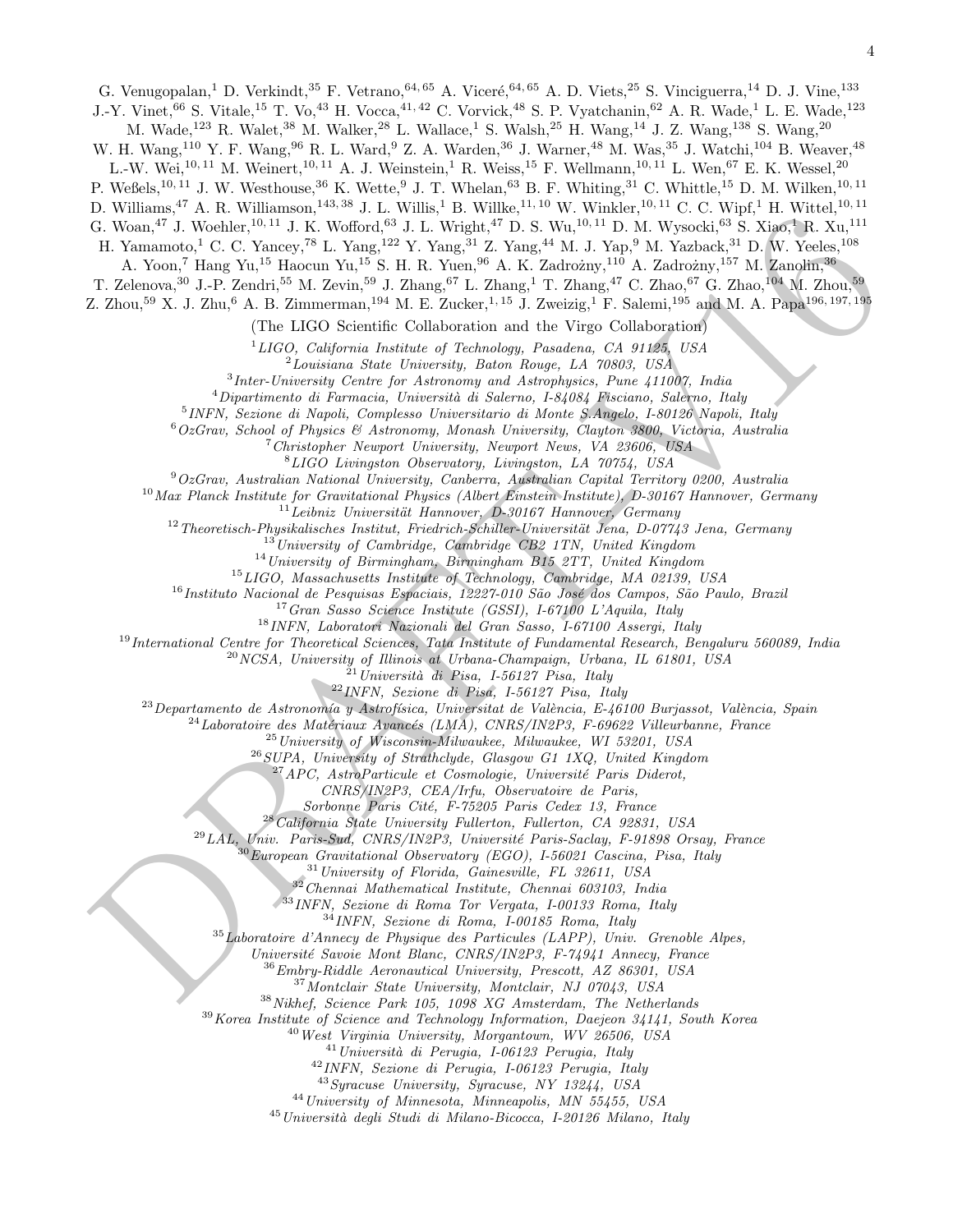G. Venugopalan,[1] D. Verkindt,[35] F. Vetrano,[64,65] A. Viceré,[64,65] A. D. Viets,[25] S. Vinciguerra,[14] D. J. Vine,[133] J.-Y. Vinet,[66] S. Vitale,[15] T. Vo,[43] H. Vocca,[41,42] C. Vorvick,[48] S. P. Vyatchanin,[62] A. R. Wade,[1] L. E. Wade,[123] M. Wade,[123] R. Walet,[38] M. Walker,[28] L. Wallace,[1] S. Walsh,[25] H. Wang,[14] J. Z. Wang,[138] S. Wang,[20] W. H. Wang,[110] Y. F. Wang,[96] R. L. Ward,[9] Z. A. Warden,[36] J. Warner,[48] M. Was,[35] J. Watchi,[104] B. Weaver,[48] L.-W. Wei,[10,11] M. Weinert,[10,11] A. J. Weinstein,[1] R. Weiss,[15] F. Wellmann,[10,11] L. Wen,[67] E. K. Wessel,[20] P. Weßels,[10,11] J. W. Westhouse,[36] K. Wette,[9] J. T. Whelan,[63] B. F. Whiting,[31] C. Whittle,[15] D. M. Wilken,[10,11] D. Williams,[47] A. R. Williamson,[143,38] J. L. Willis,[1] B. Willke,[11,10] W. Winkler,[10,11] C. C. Wipf,[1] H. Wittel,[10,11] G. Woan,[47] J. Woehler,[10,11] J. K. Wofford,[63] J. L. Wright,[47] D. S. Wu,[10,11] D. M. Wysocki,[63] S. Xiao,[1] R. Xu,[111] H. Yamamoto,[1] C. C. Yancey,[78] L. Yang,[122] Y. Yang,[31] Z. Yang,[44] M. J. Yap,[9] M. Yazback,[31] D. W. Yeeles,[108] A. Yoon,[7] Hang Yu,[15] Haocun Yu,[15] S. H. R. Yuen,[96] A. K. Zadrożny,[110] A. Zadrożny,[157] M. Zanolin,[36] T. Zelenova,[30] J.-P. Zendri,[55] M. Zevin,[59] J. Zhang,[67] L. Zhang,[1] T. Zhang,[47] C. Zhao,[67] G. Zhao,[104] M. Zhou,[59] Z. Zhou,[59] X. J. Zhu,[6] A. B. Zimmerman,[194] M. E. Zucker,[1,15] J. Zweizig,[1] F. Salemi,[195] and M. A. Papa[196,197,195]

(The LIGO Scientific Collaboration and the Virgo Collaboration)

[1] *LIGO, California Institute of Technology, Pasadena, CA 91125, USA*
[2] *Louisiana State University, Baton Rouge, LA 70803, USA*
[3] *Inter-University Centre for Astronomy and Astrophysics, Pune 411007, India*
[4] *Dipartimento di Farmacia, Università di Salerno, I-84084 Fisciano, Salerno, Italy*
[5] *INFN, Sezione di Napoli, Complesso Universitario di Monte S.Angelo, I-80126 Napoli, Italy*
[6] *OzGrav, School of Physics & Astronomy, Monash University, Clayton 3800, Victoria, Australia*
[7] *Christopher Newport University, Newport News, VA 23606, USA*
[8] *LIGO Livingston Observatory, Livingston, LA 70754, USA*
[9] *OzGrav, Australian National University, Canberra, Australian Capital Territory 0200, Australia*
[10] *Max Planck Institute for Gravitational Physics (Albert Einstein Institute), D-30167 Hannover, Germany*
[11] *Leibniz Universität Hannover, D-30167 Hannover, Germany*
[12] *Theoretisch-Physikalisches Institut, Friedrich-Schiller-Universität Jena, D-07743 Jena, Germany*
[13] *University of Cambridge, Cambridge CB2 1TN, United Kingdom*
[14] *University of Birmingham, Birmingham B15 2TT, United Kingdom*
[15] *LIGO, Massachusetts Institute of Technology, Cambridge, MA 02139, USA*
[16] *Instituto Nacional de Pesquisas Espaciais, 12227-010 São José dos Campos, São Paulo, Brazil*
[17] *Gran Sasso Science Institute (GSSI), I-67100 L'Aquila, Italy*
[18] *INFN, Laboratori Nazionali del Gran Sasso, I-67100 Assergi, Italy*
[19] *International Centre for Theoretical Sciences, Tata Institute of Fundamental Research, Bengaluru 560089, India*
[20] *NCSA, University of Illinois at Urbana-Champaign, Urbana, IL 61801, USA*
[21] *Università di Pisa, I-56127 Pisa, Italy*
[22] *INFN, Sezione di Pisa, I-56127 Pisa, Italy*
[23] *Departamento de Astronomía y Astrofísica, Universitat de València, E-46100 Burjassot, València, Spain*
[24] *Laboratoire des Matériaux Avancés (LMA), CNRS/IN2P3, F-69622 Villeurbanne, France*
[25] *University of Wisconsin-Milwaukee, Milwaukee, WI 53201, USA*
[26] *SUPA, University of Strathclyde, Glasgow G1 1XQ, United Kingdom*
[27] *APC, AstroParticule et Cosmologie, Université Paris Diderot, CNRS/IN2P3, CEA/Irfu, Observatoire de Paris, Sorbonne Paris Cité, F-75205 Paris Cedex 13, France*
[28] *California State University Fullerton, Fullerton, CA 92831, USA*
[29] *LAL, Univ. Paris-Sud, CNRS/IN2P3, Université Paris-Saclay, F-91898 Orsay, France*
[30] *European Gravitational Observatory (EGO), I-56021 Cascina, Pisa, Italy*
[31] *University of Florida, Gainesville, FL 32611, USA*
[32] *Chennai Mathematical Institute, Chennai 603103, India*
[33] *INFN, Sezione di Roma Tor Vergata, I-00133 Roma, Italy*
[34] *INFN, Sezione di Roma, I-00185 Roma, Italy*
[35] *Laboratoire d'Annecy de Physique des Particules (LAPP), Univ. Grenoble Alpes, Université Savoie Mont Blanc, CNRS/IN2P3, F-74941 Annecy, France*
[36] *Embry-Riddle Aeronautical University, Prescott, AZ 86301, USA*
[37] *Montclair State University, Montclair, NJ 07043, USA*
[38] *Nikhef, Science Park 105, 1098 XG Amsterdam, The Netherlands*
[39] *Korea Institute of Science and Technology Information, Daejeon 34141, South Korea*
[40] *West Virginia University, Morgantown, WV 26506, USA*
[41] *Università di Perugia, I-06123 Perugia, Italy*
[42] *INFN, Sezione di Perugia, I-06123 Perugia, Italy*
[43] *Syracuse University, Syracuse, NY 13244, USA*
[44] *University of Minnesota, Minneapolis, MN 55455, USA*
[45] *Università degli Studi di Milano-Bicocca, I-20126 Milano, Italy*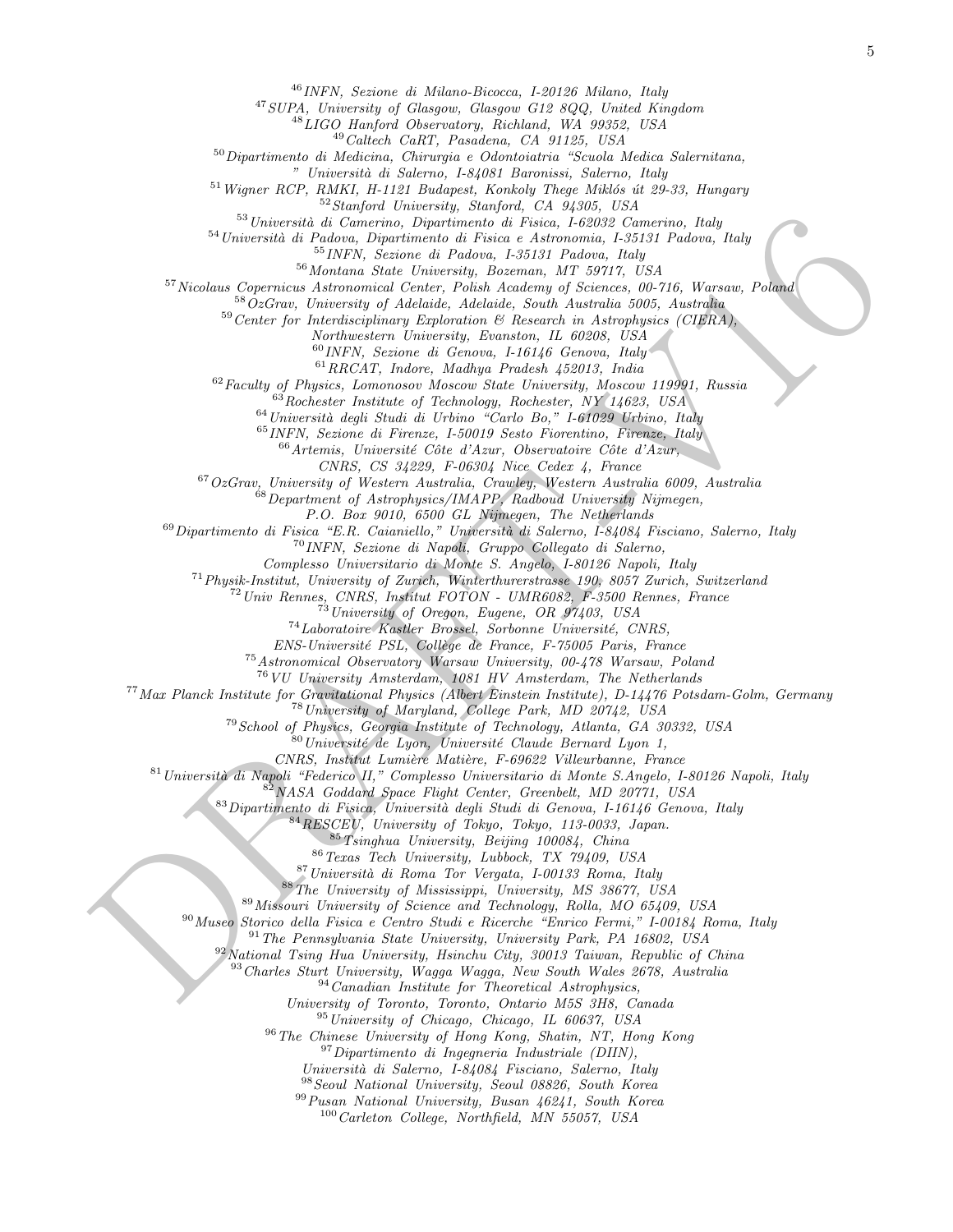[46] INFN, Sezione di Milano-Bicocca, I-20126 Milano, Italy
[47] SUPA, University of Glasgow, Glasgow G12 8QQ, United Kingdom
[48] LIGO Hanford Observatory, Richland, WA 99352, USA
[49] Caltech CaRT, Pasadena, CA 91125, USA
[50] Dipartimento di Medicina, Chirurgia e Odontoiatria "Scuola Medica Salernitana, " Università di Salerno, I-84081 Baronissi, Salerno, Italy
[51] Wigner RCP, RMKI, H-1121 Budapest, Konkoly Thege Miklós út 29-33, Hungary
[52] Stanford University, Stanford, CA 94305, USA
[53] Università di Camerino, Dipartimento di Fisica, I-62032 Camerino, Italy
[54] Università di Padova, Dipartimento di Fisica e Astronomia, I-35131 Padova, Italy
[55] INFN, Sezione di Padova, I-35131 Padova, Italy
[56] Montana State University, Bozeman, MT 59717, USA
[57] Nicolaus Copernicus Astronomical Center, Polish Academy of Sciences, 00-716, Warsaw, Poland
[58] OzGrav, University of Adelaide, Adelaide, South Australia 5005, Australia
[59] Center for Interdisciplinary Exploration & Research in Astrophysics (CIERA), Northwestern University, Evanston, IL 60208, USA
[60] INFN, Sezione di Genova, I-16146 Genova, Italy
[61] RRCAT, Indore, Madhya Pradesh 452013, India
[62] Faculty of Physics, Lomonosov Moscow State University, Moscow 119991, Russia
[63] Rochester Institute of Technology, Rochester, NY 14623, USA
[64] Università degli Studi di Urbino "Carlo Bo," I-61029 Urbino, Italy
[65] INFN, Sezione di Firenze, I-50019 Sesto Fiorentino, Firenze, Italy
[66] Artemis, Université Côte d'Azur, Observatoire Côte d'Azur, CNRS, CS 34229, F-06304 Nice Cedex 4, France
[67] OzGrav, University of Western Australia, Crawley, Western Australia 6009, Australia
[68] Department of Astrophysics/IMAPP, Radboud University Nijmegen, P.O. Box 9010, 6500 GL Nijmegen, The Netherlands
[69] Dipartimento di Fisica "E.R. Caianiello," Università di Salerno, I-84084 Fisciano, Salerno, Italy
[70] INFN, Sezione di Napoli, Gruppo Collegato di Salerno, Complesso Universitario di Monte S. Angelo, I-80126 Napoli, Italy
[71] Physik-Institut, University of Zurich, Winterthurerstrasse 190, 8057 Zurich, Switzerland
[72] Univ Rennes, CNRS, Institut FOTON - UMR6082, F-3500 Rennes, France
[73] University of Oregon, Eugene, OR 97403, USA
[74] Laboratoire Kastler Brossel, Sorbonne Université, CNRS, ENS-Université PSL, Collège de France, F-75005 Paris, France
[75] Astronomical Observatory Warsaw University, 00-478 Warsaw, Poland
[76] VU University Amsterdam, 1081 HV Amsterdam, The Netherlands
[77] Max Planck Institute for Gravitational Physics (Albert Einstein Institute), D-14476 Potsdam-Golm, Germany
[78] University of Maryland, College Park, MD 20742, USA
[79] School of Physics, Georgia Institute of Technology, Atlanta, GA 30332, USA
[80] Université de Lyon, Université Claude Bernard Lyon 1, CNRS, Institut Lumière Matière, F-69622 Villeurbanne, France
[81] Università di Napoli "Federico II," Complesso Universitario di Monte S.Angelo, I-80126 Napoli, Italy
[82] NASA Goddard Space Flight Center, Greenbelt, MD 20771, USA
[83] Dipartimento di Fisica, Università degli Studi di Genova, I-16146 Genova, Italy
[84] RESCEU, University of Tokyo, Tokyo, 113-0033, Japan.
[85] Tsinghua University, Beijing 100084, China
[86] Texas Tech University, Lubbock, TX 79409, USA
[87] Università di Roma Tor Vergata, I-00133 Roma, Italy
[88] The University of Mississippi, University, MS 38677, USA
[89] Missouri University of Science and Technology, Rolla, MO 65409, USA
[90] Museo Storico della Fisica e Centro Studi e Ricerche "Enrico Fermi," I-00184 Roma, Italy
[91] The Pennsylvania State University, University Park, PA 16802, USA
[92] National Tsing Hua University, Hsinchu City, 30013 Taiwan, Republic of China
[93] Charles Sturt University, Wagga Wagga, New South Wales 2678, Australia
[94] Canadian Institute for Theoretical Astrophysics, University of Toronto, Toronto, Ontario M5S 3H8, Canada
[95] University of Chicago, Chicago, IL 60637, USA
[96] The Chinese University of Hong Kong, Shatin, NT, Hong Kong
[97] Dipartimento di Ingegneria Industriale (DIIN), Università di Salerno, I-84084 Fisciano, Salerno, Italy
[98] Seoul National University, Seoul 08826, South Korea
[99] Pusan National University, Busan 46241, South Korea
[100] Carleton College, Northfield, MN 55057, USA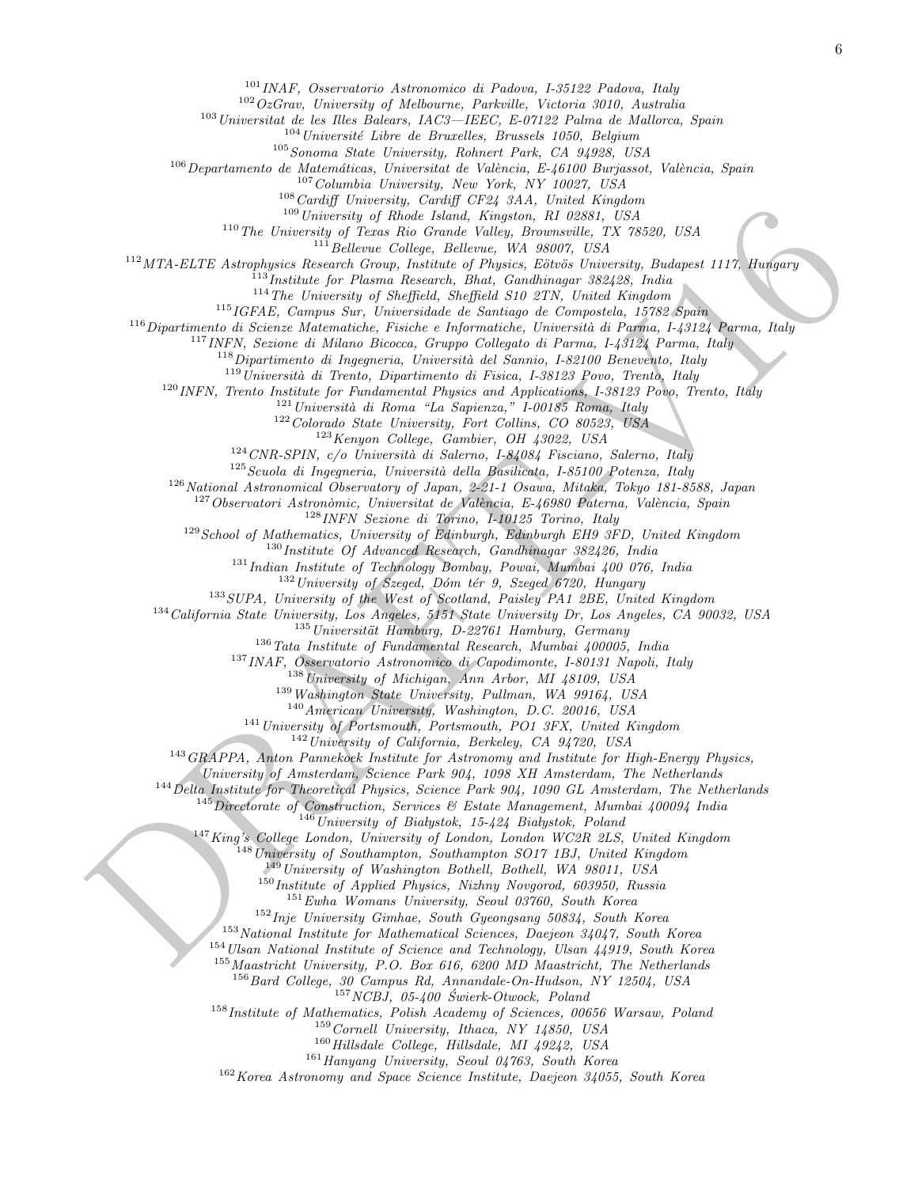[101] *INAF, Osservatorio Astronomico di Padova, I-35122 Padova, Italy*
[102] *OzGrav, University of Melbourne, Parkville, Victoria 3010, Australia*
[103] *Universitat de les Illes Balears, IAC3—IEEC, E-07122 Palma de Mallorca, Spain*
[104] *Université Libre de Bruxelles, Brussels 1050, Belgium*
[105] *Sonoma State University, Rohnert Park, CA 94928, USA*
[106] *Departamento de Matemáticas, Universitat de València, E-46100 Burjassot, València, Spain*
[107] *Columbia University, New York, NY 10027, USA*
[108] *Cardiff University, Cardiff CF24 3AA, United Kingdom*
[109] *University of Rhode Island, Kingston, RI 02881, USA*
[110] *The University of Texas Rio Grande Valley, Brownsville, TX 78520, USA*
[111] *Bellevue College, Bellevue, WA 98007, USA*
[112] *MTA-ELTE Astrophysics Research Group, Institute of Physics, Eötvös University, Budapest 1117, Hungary*
[113] *Institute for Plasma Research, Bhat, Gandhinagar 382428, India*
[114] *The University of Sheffield, Sheffield S10 2TN, United Kingdom*
[115] *IGFAE, Campus Sur, Universidade de Santiago de Compostela, 15782 Spain*
[116] *Dipartimento di Scienze Matematiche, Fisiche e Informatiche, Università di Parma, I-43124 Parma, Italy*
[117] *INFN, Sezione di Milano Bicocca, Gruppo Collegato di Parma, I-43124 Parma, Italy*
[118] *Dipartimento di Ingegneria, Università del Sannio, I-82100 Benevento, Italy*
[119] *Università di Trento, Dipartimento di Fisica, I-38123 Povo, Trento, Italy*
[120] *INFN, Trento Institute for Fundamental Physics and Applications, I-38123 Povo, Trento, Italy*
[121] *Università di Roma "La Sapienza," I-00185 Roma, Italy*
[122] *Colorado State University, Fort Collins, CO 80523, USA*
[123] *Kenyon College, Gambier, OH 43022, USA*
[124] *CNR-SPIN, c/o Università di Salerno, I-84084 Fisciano, Salerno, Italy*
[125] *Scuola di Ingegneria, Università della Basilicata, I-85100 Potenza, Italy*
[126] *National Astronomical Observatory of Japan, 2-21-1 Osawa, Mitaka, Tokyo 181-8588, Japan*
[127] *Observatori Astronòmic, Universitat de València, E-46980 Paterna, València, Spain*
[128] *INFN Sezione di Torino, I-10125 Torino, Italy*
[129] *School of Mathematics, University of Edinburgh, Edinburgh EH9 3FD, United Kingdom*
[130] *Institute Of Advanced Research, Gandhinagar 382426, India*
[131] *Indian Institute of Technology Bombay, Powai, Mumbai 400 076, India*
[132] *University of Szeged, Dóm tér 9, Szeged 6720, Hungary*
[133] *SUPA, University of the West of Scotland, Paisley PA1 2BE, United Kingdom*
[134] *California State University, Los Angeles, 5151 State University Dr, Los Angeles, CA 90032, USA*
[135] *Universität Hamburg, D-22761 Hamburg, Germany*
[136] *Tata Institute of Fundamental Research, Mumbai 400005, India*
[137] *INAF, Osservatorio Astronomico di Capodimonte, I-80131 Napoli, Italy*
[138] *University of Michigan, Ann Arbor, MI 48109, USA*
[139] *Washington State University, Pullman, WA 99164, USA*
[140] *American University, Washington, D.C. 20016, USA*
[141] *University of Portsmouth, Portsmouth, PO1 3FX, United Kingdom*
[142] *University of California, Berkeley, CA 94720, USA*
[143] *GRAPPA, Anton Pannekoek Institute for Astronomy and Institute for High-Energy Physics, University of Amsterdam, Science Park 904, 1098 XH Amsterdam, The Netherlands*
[144] *Delta Institute for Theoretical Physics, Science Park 904, 1090 GL Amsterdam, The Netherlands*
[145] *Directorate of Construction, Services & Estate Management, Mumbai 400094 India*
[146] *University of Białystok, 15-424 Białystok, Poland*
[147] *King's College London, University of London, London WC2R 2LS, United Kingdom*
[148] *University of Southampton, Southampton SO17 1BJ, United Kingdom*
[149] *University of Washington Bothell, Bothell, WA 98011, USA*
[150] *Institute of Applied Physics, Nizhny Novgorod, 603950, Russia*
[151] *Ewha Womans University, Seoul 03760, South Korea*
[152] *Inje University Gimhae, South Gyeongsang 50834, South Korea*
[153] *National Institute for Mathematical Sciences, Daejeon 34047, South Korea*
[154] *Ulsan National Institute of Science and Technology, Ulsan 44919, South Korea*
[155] *Maastricht University, P.O. Box 616, 6200 MD Maastricht, The Netherlands*
[156] *Bard College, 30 Campus Rd, Annandale-On-Hudson, NY 12504, USA*
[157] *NCBJ, 05-400 Świerk-Otwock, Poland*
[158] *Institute of Mathematics, Polish Academy of Sciences, 00656 Warsaw, Poland*
[159] *Cornell University, Ithaca, NY 14850, USA*
[160] *Hillsdale College, Hillsdale, MI 49242, USA*
[161] *Hanyang University, Seoul 04763, South Korea*
[162] *Korea Astronomy and Space Science Institute, Daejeon 34055, South Korea*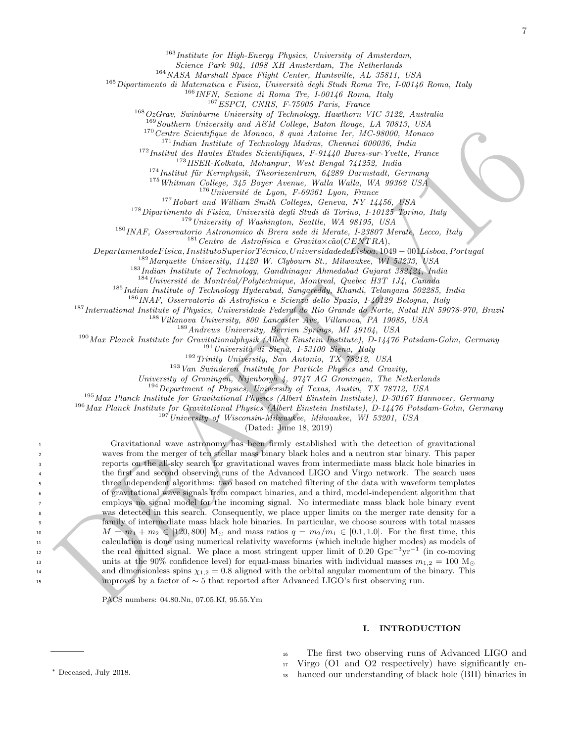[163] Institute for High-Energy Physics, University of Amsterdam, Science Park 904, 1098 XH Amsterdam, The Netherlands
[164] NASA Marshall Space Flight Center, Huntsville, AL 35811, USA
[165] Dipartimento di Matematica e Fisica, Università degli Studi Roma Tre, I-00146 Roma, Italy
[166] INFN, Sezione di Roma Tre, I-00146 Roma, Italy
[167] ESPCI, CNRS, F-75005 Paris, France
[168] OzGrav, Swinburne University of Technology, Hawthorn VIC 3122, Australia
[169] Southern University and A&M College, Baton Rouge, LA 70813, USA
[170] Centre Scientifique de Monaco, 8 quai Antoine Ier, MC-98000, Monaco
[171] Indian Institute of Technology Madras, Chennai 600036, India
[172] Institut des Hautes Etudes Scientifiques, F-91440 Bures-sur-Yvette, France
[173] IISER-Kolkata, Mohanpur, West Bengal 741252, India
[174] Institut für Kernphysik, Theoriezentrum, 64289 Darmstadt, Germany
[175] Whitman College, 345 Boyer Avenue, Walla Walla, WA 99362 USA
[176] Université de Lyon, F-69361 Lyon, France
[177] Hobart and William Smith Colleges, Geneva, NY 14456, USA
[178] Dipartimento di Fisica, Università degli Studi di Torino, I-10125 Torino, Italy
[179] University of Washington, Seattle, WA 98195, USA
[180] INAF, Osservatorio Astronomico di Brera sede di Merate, I-23807 Merate, Lecco, Italy
[181] Centro de Astrofísica e Gravita×cão(CENTRA), DepartamentodeFísica, InstitutoSuperiorTécnico, UniversidadedeLisboa, 1049 − 001Lisboa, Portugal
[182] Marquette University, 11420 W. Clybourn St., Milwaukee, WI 53233, USA
[183] Indian Institute of Technology, Gandhinagar Ahmedabad Gujarat 382424, India
[184] Université de Montréal/Polytechnique, Montreal, Quebec H3T 1J4, Canada
[185] Indian Institute of Technology Hyderabad, Sangareddy, Khandi, Telangana 502285, India
[186] INAF, Osservatorio di Astrofisica e Scienza dello Spazio, I-40129 Bologna, Italy
[187] International Institute of Physics, Universidade Federal do Rio Grande do Norte, Natal RN 59078-970, Brazil
[188] Villanova University, 800 Lancaster Ave, Villanova, PA 19085, USA
[189] Andreus University, Berrien Springs, MI 49104, USA
[190] Max Planck Institute for Gravitationalphysik (Albert Einstein Institute), D-14476 Potsdam-Golm, Germany
[191] Università di Siena, I-53100 Siena, Italy
[192] Trinity University, San Antonio, TX 78212, USA
[193] Van Swinderen Institute for Particle Physics and Gravity, University of Groningen, Nijenborgh 4, 9747 AG Groningen, The Netherlands
[194] Department of Physics, University of Texas, Austin, TX 78712, USA
[195] Max Planck Institute for Gravitational Physics (Albert Einstein Institute), D-30167 Hannover, Germany
[196] Max Planck Institute for Gravitational Physics (Albert Einstein Institute), D-14476 Potsdam-Golm, Germany
[197] University of Wisconsin-Milwaukee, Milwaukee, WI 53201, USA

(Dated: June 18, 2019)

Gravitational wave astronomy has been firmly established with the detection of gravitational waves from the merger of ten stellar mass binary black holes and a neutron star binary. This paper reports on the all-sky search for gravitational waves from intermediate mass black hole binaries in the first and second observing runs of the Advanced LIGO and Virgo network. The search uses three independent algorithms: two based on matched filtering of the data with waveform templates of gravitational wave signals from compact binaries, and a third, model-independent algorithm that employs no signal model for the incoming signal. No intermediate mass black hole binary event was detected in this search. Consequently, we place upper limits on the merger rate density for a family of intermediate mass black hole binaries. In particular, we choose sources with total masses $M = m_1 + m_2 \in [120, 800]$ $\mathrm{M}_\odot$ and mass ratios $q = m_2/m_1 \in [0.1, 1.0]$. For the first time, this calculation is done using numerical relativity waveforms (which include higher modes) as models of the real emitted signal. We place a most stringent upper limit of 0.20 $\mathrm{Gpc}^{-3}\mathrm{yr}^{-1}$ (in co-moving units at the 90% confidence level) for equal-mass binaries with individual masses $m_{1,2} = 100$ $\mathrm{M}_\odot$ and dimensionless spins $\chi_{1,2} = 0.8$ aligned with the orbital angular momentum of the binary. This improves by a factor of $\sim 5$ that reported after Advanced LIGO's first observing run.

PACS numbers: 04.80.Nn, 07.05.Kf, 95.55.Ym

## I. INTRODUCTION

The first two observing runs of Advanced LIGO and Virgo (O1 and O2 respectively) have significantly enhanced our understanding of black hole (BH) binaries in

* Deceased, July 2018.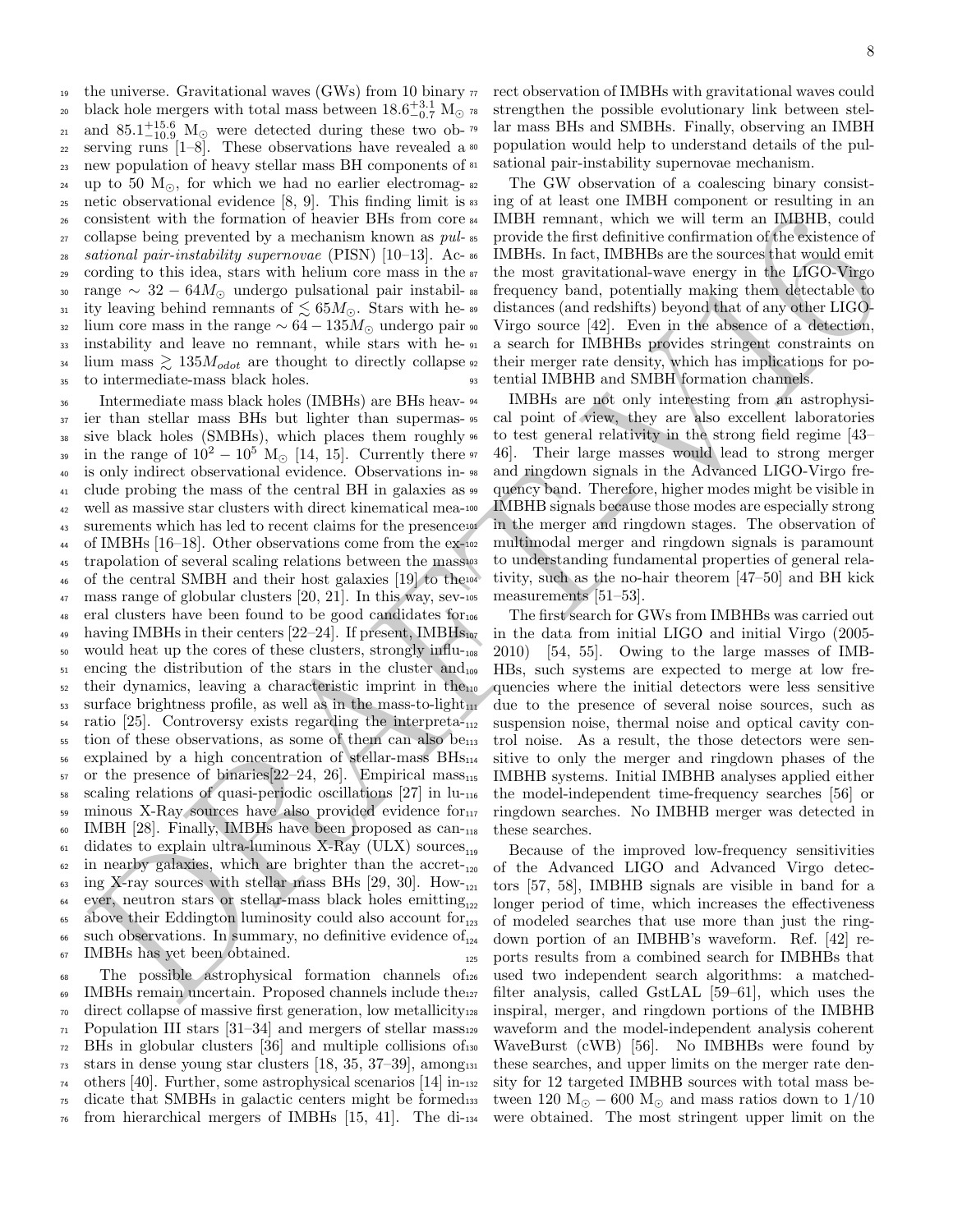the universe. Gravitational waves (GWs) from 10 binary black hole mergers with total mass between $18.6^{+3.1}_{-0.7}$ M$_\odot$ and $85.1^{+15.6}_{-10.9}$ M$_\odot$ were detected during these two observing runs [1–8]. These observations have revealed a new population of heavy stellar mass BH components of up to 50 M$_\odot$, for which we had no earlier electromagnetic observational evidence [8, 9]. This finding limit is consistent with the formation of heavier BHs from core collapse being prevented by a mechanism known as *pulsational pair-instability supernovae* (PISN) [10–13]. According to this idea, stars with helium core mass in the range $\sim 32 - 64 M_\odot$ undergo pulsational pair instability leaving behind remnants of $\lesssim 65 M_\odot$. Stars with helium core mass in the range $\sim 64 - 135 M_\odot$ undergo pair instability and leave no remnant, while stars with helium mass $\gtrsim 135 M_{odot}$ are thought to directly collapse to intermediate-mass black holes.

Intermediate mass black holes (IMBHs) are BHs heavier than stellar mass BHs but lighter than supermassive black holes (SMBHs), which places them roughly in the range of $10^2 - 10^5$ M$_\odot$ [14, 15]. Currently there is only indirect observational evidence. Observations include probing the mass of the central BH in galaxies as well as massive star clusters with direct kinematical measurements which has led to recent claims for the presence of IMBHs [16–18]. Other observations come from the extrapolation of several scaling relations between the mass of the central SMBH and their host galaxies [19] to the mass range of globular clusters [20, 21]. In this way, several clusters have been found to be good candidates for having IMBHs in their centers [22–24]. If present, IMBHs would heat up the cores of these clusters, strongly influencing the distribution of the stars in the cluster and their dynamics, leaving a characteristic imprint in the surface brightness profile, as well as in the mass-to-light ratio [25]. Controversy exists regarding the interpretation of these observations, as some of them can also be explained by a high concentration of stellar-mass BHs or the presence of binaries[22–24, 26]. Empirical mass scaling relations of quasi-periodic oscillations [27] in luminous X-Ray sources have also provided evidence for IMBH [28]. Finally, IMBHs have been proposed as candidates to explain ultra-luminous X-Ray (ULX) sources in nearby galaxies, which are brighter than the accreting X-ray sources with stellar mass BHs [29, 30]. However, neutron stars or stellar-mass black holes emitting above their Eddington luminosity could also account for such observations. In summary, no definitive evidence of IMBHs has yet been obtained.

The possible astrophysical formation channels of IMBHs remain uncertain. Proposed channels include the direct collapse of massive first generation, low metallicity Population III stars [31–34] and mergers of stellar mass BHs in globular clusters [36] and multiple collisions of stars in dense young star clusters [18, 35, 37–39], among others [40]. Further, some astrophysical scenarios [14] indicate that SMBHs in galactic centers might be formed from hierarchical mergers of IMBHs [15, 41]. The direct observation of IMBHs with gravitational waves could strengthen the possible evolutionary link between stellar mass BHs and SMBHs. Finally, observing an IMBH population would help to understand details of the pulsational pair-instability supernovae mechanism.

The GW observation of a coalescing binary consisting of at least one IMBH component or resulting in an IMBH remnant, which we will term an IMBHB, could provide the first definitive confirmation of the existence of IMBHs. In fact, IMBHBs are the sources that would emit the most gravitational-wave energy in the LIGO-Virgo frequency band, potentially making them detectable to distances (and redshifts) beyond that of any other LIGO-Virgo source [42]. Even in the absence of a detection, a search for IMBHBs provides stringent constraints on their merger rate density, which has implications for potential IMBHB and SMBH formation channels.

IMBHs are not only interesting from an astrophysical point of view, they are also excellent laboratories to test general relativity in the strong field regime [43–46]. Their large masses would lead to strong merger and ringdown signals in the Advanced LIGO-Virgo frequency band. Therefore, higher modes might be visible in IMBHB signals because those modes are especially strong in the merger and ringdown stages. The observation of multimodal merger and ringdown signals is paramount to understanding fundamental properties of general relativity, such as the no-hair theorem [47–50] and BH kick measurements [51–53].

The first search for GWs from IMBHBs was carried out in the data from initial LIGO and initial Virgo (2005-2010) [54, 55]. Owing to the large masses of IMBHBs, such systems are expected to merge at low frequencies where the initial detectors were less sensitive due to the presence of several noise sources, such as suspension noise, thermal noise and optical cavity control noise. As a result, the those detectors were sensitive to only the merger and ringdown phases of the IMBHB systems. Initial IMBHB analyses applied either the model-independent time-frequency searches [56] or ringdown searches. No IMBHB merger was detected in these searches.

Because of the improved low-frequency sensitivities of the Advanced LIGO and Advanced Virgo detectors [57, 58], IMBHB signals are visible in band for a longer period of time, which increases the effectiveness of modeled searches that use more than just the ringdown portion of an IMBHB's waveform. Ref. [42] reports results from a combined search for IMBHBs that used two independent search algorithms: a matched-filter analysis, called GstLAL [59–61], which uses the inspiral, merger, and ringdown portions of the IMBHB waveform and the model-independent analysis coherent WaveBurst (cWB) [56]. No IMBHBs were found by these searches, and upper limits on the merger rate density for 12 targeted IMBHB sources with total mass between 120 M$_\odot$ – 600 M$_\odot$ and mass ratios down to 1/10 were obtained. The most stringent upper limit on the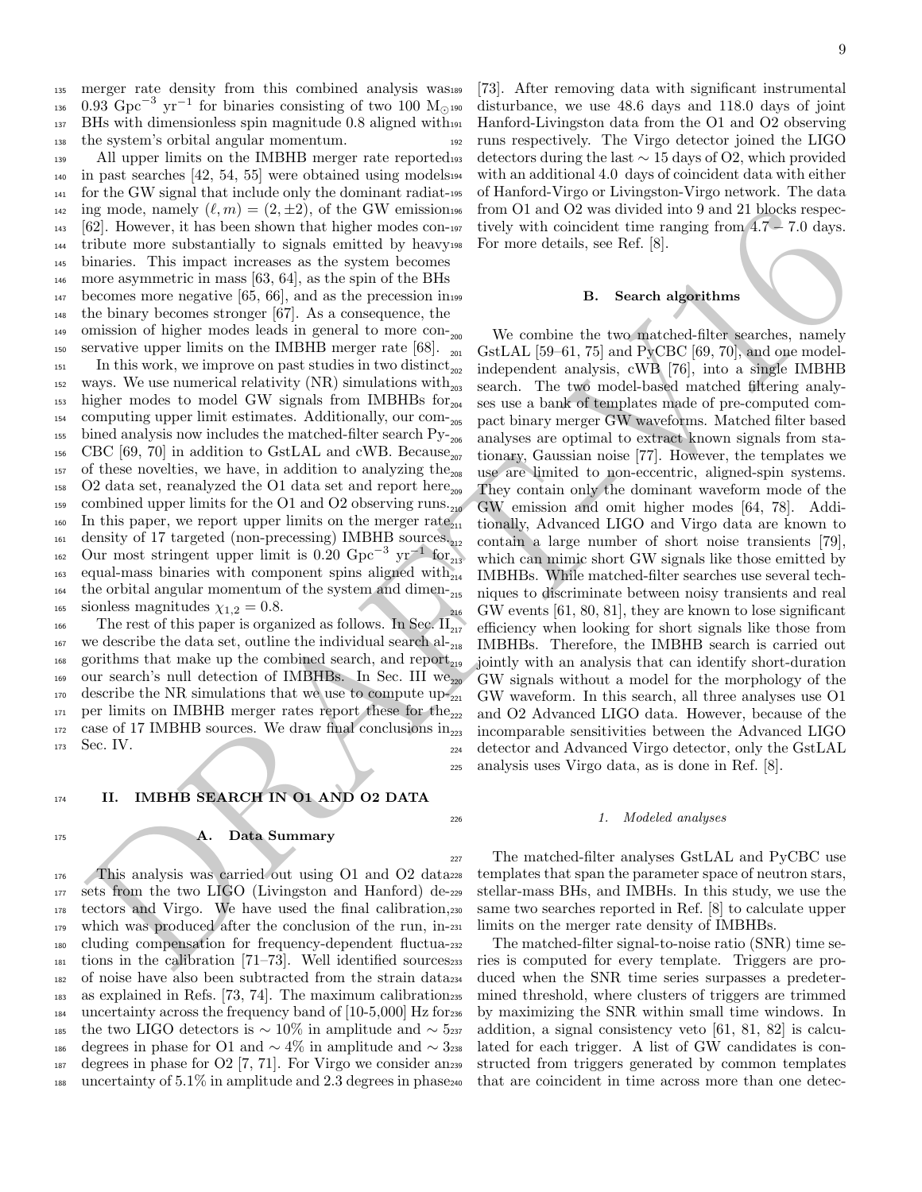merger rate density from this combined analysis was 0.93 $\mathrm{Gpc}^{-3}\ \mathrm{yr}^{-1}$ for binaries consisting of two 100 $M_\odot$ BHs with dimensionless spin magnitude 0.8 aligned with the system's orbital angular momentum.

All upper limits on the IMBHB merger rate reported in past searches [42, 54, 55] were obtained using models for the GW signal that include only the dominant radiating mode, namely $(\ell, m) = (2, \pm 2)$, of the GW emission [62]. However, it has been shown that higher modes contribute more substantially to signals emitted by heavy binaries. This impact increases as the system becomes more asymmetric in mass [63, 64], as the spin of the BHs becomes more negative [65, 66], and as the precession in the binary becomes stronger [67]. As a consequence, the omission of higher modes leads in general to more conservative upper limits on the IMBHB merger rate [68].

In this work, we improve on past studies in two distinct ways. We use numerical relativity (NR) simulations with higher modes to model GW signals from IMBHBs for computing upper limit estimates. Additionally, our combined analysis now includes the matched-filter search PyCBC [69, 70] in addition to GstLAL and cWB. Because of these novelties, we have, in addition to analyzing the O2 data set, reanalyzed the O1 data set and report here combined upper limits for the O1 and O2 observing runs. In this paper, we report upper limits on the merger rate density of 17 targeted (non-precessing) IMBHB sources. Our most stringent upper limit is 0.20 $\mathrm{Gpc}^{-3}\ \mathrm{yr}^{-1}$ for equal-mass binaries with component spins aligned with the orbital angular momentum of the system and dimensionless magnitudes $\chi_{1,2} = 0.8$.

The rest of this paper is organized as follows. In Sec. II we describe the data set, outline the individual search algorithms that make up the combined search, and report our search's null detection of IMBHBs. In Sec. III we describe the NR simulations that we use to compute upper limits on IMBHB merger rates report these for the case of 17 IMBHB sources. We draw final conclusions in Sec. IV.

## II. IMBHB SEARCH IN O1 AND O2 DATA

### A. Data Summary

This analysis was carried out using O1 and O2 data sets from the two LIGO (Livingston and Hanford) detectors and Virgo. We have used the final calibration, which was produced after the conclusion of the run, including compensation for frequency-dependent fluctuations in the calibration [71–73]. Well identified sources of noise have also been subtracted from the strain data as explained in Refs. [73, 74]. The maximum calibration uncertainty across the frequency band of [10-5,000] Hz for the two LIGO detectors is $\sim 10\%$ in amplitude and $\sim 5$ degrees in phase for O1 and $\sim 4\%$ in amplitude and $\sim 3$ degrees in phase for O2 [7, 71]. For Virgo we consider an uncertainty of 5.1% in amplitude and 2.3 degrees in phase [73]. After removing data with significant instrumental disturbance, we use 48.6 days and 118.0 days of joint Hanford-Livingston data from the O1 and O2 observing runs respectively. The Virgo detector joined the LIGO detectors during the last $\sim 15$ days of O2, which provided with an additional 4.0 days of coincident data with either of Hanford-Virgo or Livingston-Virgo network. The data from O1 and O2 was divided into 9 and 21 blocks respectively with coincident time ranging from 4.7 – 7.0 days. For more details, see Ref. [8].

### B. Search algorithms

We combine the two matched-filter searches, namely GstLAL [59–61, 75] and PyCBC [69, 70], and one model-independent analysis, cWB [76], into a single IMBHB search. The two model-based matched filtering analyses use a bank of templates made of pre-computed compact binary merger GW waveforms. Matched filter based analyses are optimal to extract known signals from stationary, Gaussian noise [77]. However, the templates we use are limited to non-eccentric, aligned-spin systems. They contain only the dominant waveform mode of the GW emission and omit higher modes [64, 78]. Additionally, Advanced LIGO and Virgo data are known to contain a large number of short noise transients [79], which can mimic short GW signals like those emitted by IMBHBs. While matched-filter searches use several techniques to discriminate between noisy transients and real GW events [61, 80, 81], they are known to lose significant efficiency when looking for short signals like those from IMBHBs. Therefore, the IMBHB search is carried out jointly with an analysis that can identify short-duration GW signals without a model for the morphology of the GW waveform. In this search, all three analyses use O1 and O2 Advanced LIGO data. However, because of the incomparable sensitivities between the Advanced LIGO detector and Advanced Virgo detector, only the GstLAL analysis uses Virgo data, as is done in Ref. [8].

#### 1. Modeled analyses

The matched-filter analyses GstLAL and PyCBC use templates that span the parameter space of neutron stars, stellar-mass BHs, and IMBHs. In this study, we use the same two searches reported in Ref. [8] to calculate upper limits on the merger rate density of IMBHBs.

The matched-filter signal-to-noise ratio (SNR) time series is computed for every template. Triggers are produced when the SNR time series surpasses a predetermined threshold, where clusters of triggers are trimmed by maximizing the SNR within small time windows. In addition, a signal consistency veto [61, 81, 82] is calculated for each trigger. A list of GW candidates is constructed from triggers generated by common templates that are coincident in time across more than one detec-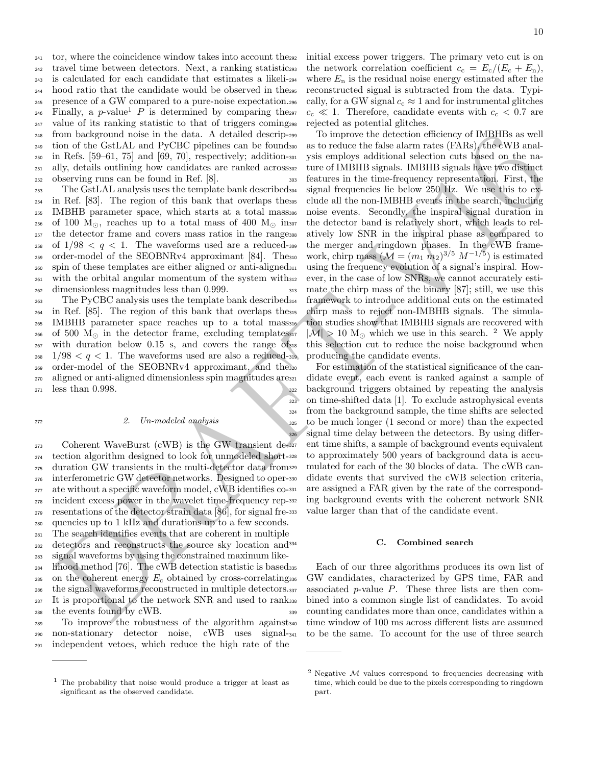tor, where the coincidence window takes into account the travel time between detectors. Next, a ranking statistic is calculated for each candidate that estimates a likelihood ratio that the candidate would be observed in the presence of a GW compared to a pure-noise expectation. Finally, a $p$-value[1] $P$ is determined by comparing the value of its ranking statistic to that of triggers coming from background noise in the data. A detailed description of the GstLAL and PyCBC pipelines can be found in Refs. [59–61, 75] and [69, 70], respectively; additionally, details outlining how candidates are ranked across observing runs can be found in Ref. [8].

The GstLAL analysis uses the template bank described in Ref. [83]. The region of this bank that overlaps the IMBHB parameter space, which starts at a total mass of 100 $M_\odot$, reaches up to a total mass of 400 $M_\odot$ in the detector frame and covers mass ratios in the range of $1/98 < q < 1$. The waveforms used are a reduced-order-model of the SEOBNRv4 approximant [84]. The spin of these templates are either aligned or anti-aligned with the orbital angular momentum of the system with dimensionless magnitudes less than 0.999.

The PyCBC analysis uses the template bank described in Ref. [85]. The region of this bank that overlaps the IMBHB parameter space reaches up to a total mass of 500 $M_\odot$ in the detector frame, excluding templates with duration below 0.15 s, and covers the range of $1/98 < q < 1$. The waveforms used are also a reduced-order-model of the SEOBNRv4 approximant, and the aligned or anti-aligned dimensionless spin magnitudes are less than 0.998.

#### 2. Un-modeled analysis

Coherent WaveBurst (cWB) is the GW transient detection algorithm designed to look for unmodeled short-duration GW transients in the multi-detector data from interferometric GW detector networks. Designed to operate without a specific waveform model, cWB identifies coincident excess power in the wavelet time-frequency representations of the detector strain data [86], for signal frequencies up to 1 kHz and durations up to a few seconds. The search identifies events that are coherent in multiple detectors and reconstructs the source sky location and signal waveforms by using the constrained maximum likelihood method [76]. The cWB detection statistic is based on the coherent energy $E_c$ obtained by cross-correlating the signal waveforms reconstructed in multiple detectors. It is proportional to the network SNR and used to rank the events found by cWB.

To improve the robustness of the algorithm against non-stationary detector noise, cWB uses signal-independent vetoes, which reduce the high rate of the initial excess power triggers. The primary veto cut is on the network correlation coefficient $c_c = E_c/(E_c + E_n)$, where $E_n$ is the residual noise energy estimated after the reconstructed signal is subtracted from the data. Typically, for a GW signal $c_c \approx 1$ and for instrumental glitches $c_c \ll 1$. Therefore, candidate events with $c_c < 0.7$ are rejected as potential glitches.

To improve the detection efficiency of IMBHBs as well as to reduce the false alarm rates (FARs), the cWB analysis employs additional selection cuts based on the nature of IMBHB signals. IMBHB signals have two distinct features in the time-frequency representation. First, the signal frequencies lie below 250 Hz. We use this to exclude all the non-IMBHB events in the search, including noise events. Secondly, the inspiral signal duration in the detector band is relatively short, which leads to relatively low SNR in the inspiral phase as compared to the merger and ringdown phases. In the cWB framework, chirp mass ($\mathcal{M} = (m_1\, m_2)^{3/5}\, M^{-1/5}$) is estimated using the frequency evolution of a signal's inspiral. However, in the case of low SNRs, we cannot accurately estimate the chirp mass of the binary [87]; still, we use this framework to introduce additional cuts on the estimated chirp mass to reject non-IMBHB signals. The simulation studies show that IMBHB signals are recovered with $|\mathcal{M}| > 10$ $M_\odot$ which we use in this search. [2] We apply this selection cut to reduce the noise background when producing the candidate events.

For estimation of the statistical significance of the candidate event, each event is ranked against a sample of background triggers obtained by repeating the analysis on time-shifted data [1]. To exclude astrophysical events from the background sample, the time shifts are selected to be much longer (1 second or more) than the expected signal time delay between the detectors. By using different time shifts, a sample of background events equivalent to approximately 500 years of background data is accumulated for each of the 30 blocks of data. The cWB candidate events that survived the cWB selection criteria, are assigned a FAR given by the rate of the corresponding background events with the coherent network SNR value larger than that of the candidate event.

### C. Combined search

Each of our three algorithms produces its own list of GW candidates, characterized by GPS time, FAR and associated $p$-value $P$. These three lists are then combined into a common single list of candidates. To avoid counting candidates more than once, candidates within a time window of 100 ms across different lists are assumed to be the same. To account for the use of three search

---

[1] The probability that noise would produce a trigger at least as significant as the observed candidate.

[2] Negative $\mathcal{M}$ values correspond to frequencies decreasing with time, which could be due to the pixels corresponding to ringdown part.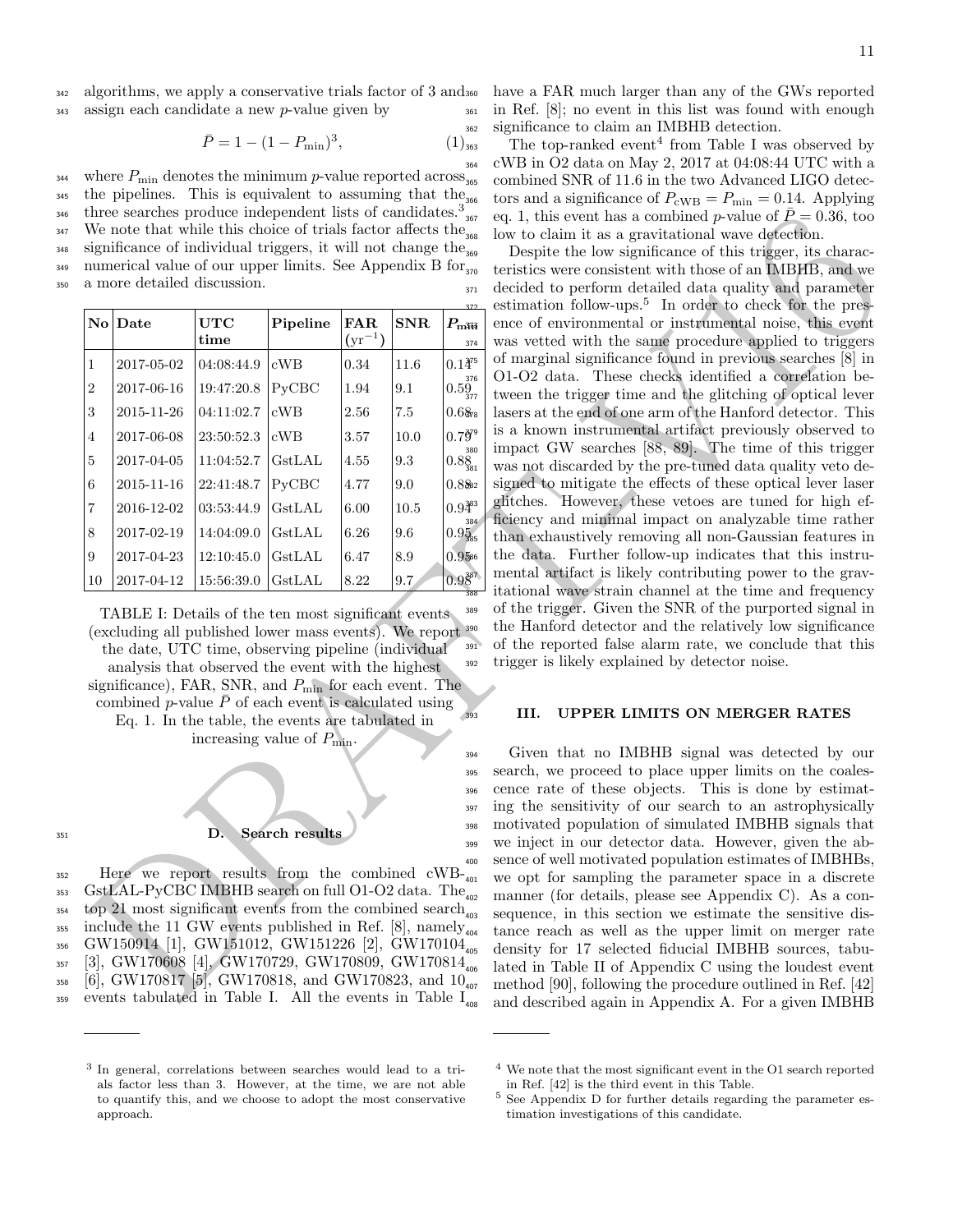algorithms, we apply a conservative trials factor of 3 and assign each candidate a new $p$-value given by

$$\bar{P} = 1 - (1 - P_{\min})^3, \tag{1}$$

where $P_{\min}$ denotes the minimum $p$-value reported across the pipelines. This is equivalent to assuming that the three searches produce independent lists of candidates.[3] We note that while this choice of trials factor affects the significance of individual triggers, it will not change the numerical value of our upper limits. See Appendix B for a more detailed discussion.

| No | Date | UTC time | Pipeline | FAR ($\mathrm{yr}^{-1}$) | SNR | $P_{\min}$ |
|---|---|---|---|---|---|---|
| 1 | 2017-05-02 | 04:08:44.9 | cWB | 0.34 | 11.6 | 0.14 |
| 2 | 2017-06-16 | 19:47:20.8 | PyCBC | 1.94 | 9.1 | 0.59 |
| 3 | 2015-11-26 | 04:11:02.7 | cWB | 2.56 | 7.5 | 0.68 |
| 4 | 2017-06-08 | 23:50:52.3 | cWB | 3.57 | 10.0 | 0.79 |
| 5 | 2017-04-05 | 11:04:52.7 | GstLAL | 4.55 | 9.3 | 0.88 |
| 6 | 2015-11-16 | 22:41:48.7 | PyCBC | 4.77 | 9.0 | 0.88 |
| 7 | 2016-12-02 | 03:53:44.9 | GstLAL | 6.00 | 10.5 | 0.94 |
| 8 | 2017-02-19 | 14:04:09.0 | GstLAL | 6.26 | 9.6 | 0.95 |
| 9 | 2017-04-23 | 12:10:45.0 | GstLAL | 6.47 | 8.9 | 0.95 |
| 10 | 2017-04-12 | 15:56:39.0 | GstLAL | 8.22 | 9.7 | 0.98 |

TABLE I: Details of the ten most significant events (excluding all published lower mass events). We report the date, UTC time, observing pipeline (individual analysis that observed the event with the highest significance), FAR, SNR, and $P_{\min}$ for each event. The combined $p$-value $\bar{P}$ of each event is calculated using Eq. 1. In the table, the events are tabulated in increasing value of $P_{\min}$.

### D. Search results

Here we report results from the combined cWB-GstLAL-PyCBC IMBHB search on full O1-O2 data. The top 21 most significant events from the combined search include the 11 GW events published in Ref. [8], namely GW150914 [1], GW151012, GW151226 [2], GW170104 [3], GW170608 [4], GW170729, GW170809, GW170814 [6], GW170817 [5], GW170818, and GW170823, and 10 events tabulated in Table I. All the events in Table I have a FAR much larger than any of the GWs reported in Ref. [8]; no event in this list was found with enough significance to claim an IMBHB detection.

The top-ranked event[4] from Table I was observed by cWB in O2 data on May 2, 2017 at 04:08:44 UTC with a combined SNR of 11.6 in the two Advanced LIGO detectors and a significance of $P_{\mathrm{cWB}} = P_{\min} = 0.14$. Applying eq. 1, this event has a combined $p$-value of $\bar{P} = 0.36$, too low to claim it as a gravitational wave detection.

Despite the low significance of this trigger, its characteristics were consistent with those of an IMBHB, and we decided to perform detailed data quality and parameter estimation follow-ups.[5] In order to check for the presence of environmental or instrumental noise, this event was vetted with the same procedure applied to triggers of marginal significance found in previous searches [8] in O1-O2 data. These checks identified a correlation between the trigger time and the glitching of optical lever lasers at the end of one arm of the Hanford detector. This is a known instrumental artifact previously observed to impact GW searches [88, 89]. The time of this trigger was not discarded by the pre-tuned data quality veto designed to mitigate the effects of these optical lever laser glitches. However, these vetoes are tuned for high efficiency and minimal impact on analyzable time rather than exhaustively removing all non-Gaussian features in the data. Further follow-up indicates that this instrumental artifact is likely contributing power to the gravitational wave strain channel at the time and frequency of the trigger. Given the SNR of the purported signal in the Hanford detector and the relatively low significance of the reported false alarm rate, we conclude that this trigger is likely explained by detector noise.

## III. UPPER LIMITS ON MERGER RATES

Given that no IMBHB signal was detected by our search, we proceed to place upper limits on the coalescence rate of these objects. This is done by estimating the sensitivity of our search to an astrophysically motivated population of simulated IMBHB signals that we inject in our detector data. However, given the absence of well motivated population estimates of IMBHBs, we opt for sampling the parameter space in a discrete manner (for details, please see Appendix C). As a consequence, in this section we estimate the sensitive distance reach as well as the upper limit on merger rate density for 17 selected fiducial IMBHB sources, tabulated in Table II of Appendix C using the loudest event method [90], following the procedure outlined in Ref. [42] and described again in Appendix A. For a given IMBHB

---

[3] In general, correlations between searches would lead to a trials factor less than 3. However, at the time, we are not able to quantify this, and we choose to adopt the most conservative approach.

[4] We note that the most significant event in the O1 search reported in Ref. [42] is the third event in this Table.

[5] See Appendix D for further details regarding the parameter estimation investigations of this candidate.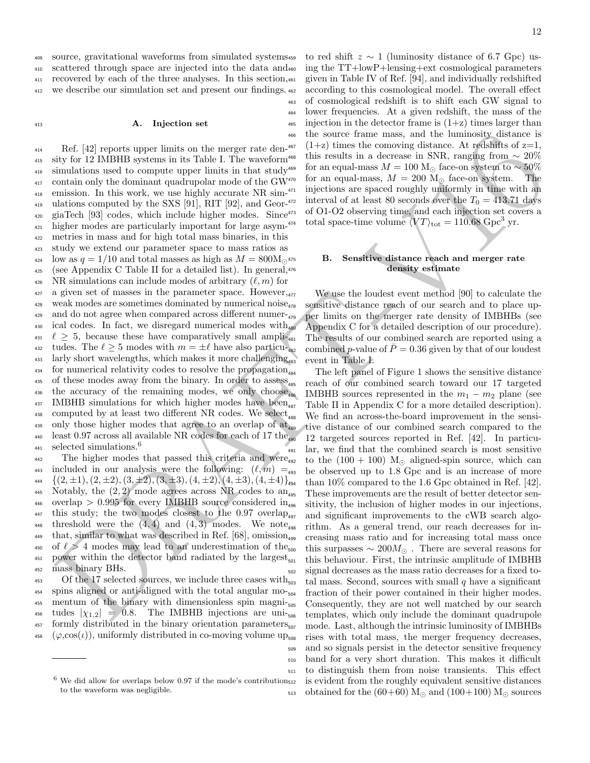source, gravitational waveforms from simulated systems scattered through space are injected into the data and recovered by each of the three analyses. In this section, we describe our simulation set and present our findings.

### A. Injection set

Ref. [42] reports upper limits on the merger rate density for 12 IMBHB systems in its Table I. The waveform simulations used to compute upper limits in that study contain only the dominant quadrupolar mode of the GW emission. In this work, we use highly accurate NR simulations computed by the SXS [91], RIT [92], and GeorgiaTech [93] codes, which include higher modes. Since higher modes are particularly important for large asymmetries in mass and for high total mass binaries, in this study we extend our parameter space to mass ratios as low as $q = 1/10$ and total masses as high as $M = 800\mathrm{M}_\odot$ (see Appendix C Table II for a detailed list). In general, NR simulations can include modes of arbitrary $(\ell, m)$ for a given set of masses in the parameter space. However, weak modes are sometimes dominated by numerical noise and do not agree when compared across different numerical codes. In fact, we disregard numerical modes with $\ell \geq 5$, because these have comparatively small amplitudes. The $\ell \geq 5$ modes with $m = \pm\ell$ have also particularly short wavelengths, which makes it more challenging for numerical relativity codes to resolve the propagation of these modes away from the binary. In order to assess the accuracy of the remaining modes, we only choose IMBHB simulations for which higher modes have been computed by at least two different NR codes. We select only those higher modes that agree to an overlap of at least 0.97 across all available NR codes for each of 17 the selected simulations.[6]

The higher modes that passed this criteria and were included in our analysis were the following: $(\ell, m) = \{(2, \pm1), (2, \pm2), (3, \pm2), (3, \pm3), (4, \pm2), (4, \pm3), (4, \pm4)\}$. Notably, the $(2, 2)$ mode agrees across NR codes to an overlap $> 0.995$ for every IMBHB source considered in this study; the two modes closest to the 0.97 overlap threshold were the $(4, 4)$ and $(4, 3)$ modes. We note that, similar to what was described in Ref. [68], omission of $\ell > 4$ modes may lead to an underestimation of the power within the detector band radiated by the largest mass binary BHs.

Of the 17 selected sources, we include three cases with spins aligned or anti-aligned with the total angular momentum of the binary with dimensionless spin magnitudes $|\chi_{1,2}| = 0.8$. The IMBHB injections are uniformly distributed in the binary orientation parameters $(\varphi, \cos(\iota))$, uniformly distributed in co-moving volume up to red shift $z \sim 1$ (luminosity distance of 6.7 Gpc) using the TT+lowP+lensing+ext cosmological parameters given in Table IV of Ref. [94], and individually redshifted according to this cosmological model. The overall effect of cosmological redshift is to shift each GW signal to lower frequencies. At a given redshift, the mass of the injection in the detector frame is (1+z) times larger than the source frame mass, and the luminosity distance is (1+z) times the comoving distance. At redshifts of z=1, this results in a decrease in SNR, ranging from $\sim 20\%$ for an equal-mass $M = 100$ $\mathrm{M}_\odot$ face-on system to $\sim 50\%$ for an equal-mass, $M = 200$ $\mathrm{M}_\odot$ face-on system. The injections are spaced roughly uniformly in time with an interval of at least 80 seconds over the $T_0 = 413.71$ days of O1-O2 observing time, and each injection set covers a total space-time volume $\langle VT \rangle_{\mathrm{tot}} = 110.68$ $\mathrm{Gpc}^3$ yr.

[6] We did allow for overlaps below 0.97 if the mode's contribution to the waveform was negligible.

### B. Sensitive distance reach and merger rate density estimate

We use the loudest event method [90] to calculate the sensitive distance reach of our search and to place upper limits on the merger rate density of IMBHBs (see Appendix C for a detailed description of our procedure). The results of our combined search are reported using a combined $p$-value of $\bar{P} = 0.36$ given by that of our loudest event in Table I.

The left panel of Figure 1 shows the sensitive distance reach of our combined search toward our 17 targeted IMBHB sources represented in the $m_1 - m_2$ plane (see Table II in Appendix C for a more detailed description). We find an across-the-board improvement in the sensitive distance of our combined search compared to the 12 targeted sources reported in Ref. [42]. In particular, we find that the combined search is most sensitive to the $(100 + 100)$ $\mathrm{M}_\odot$ aligned-spin source, which can be observed up to 1.8 Gpc and is an increase of more than 10% compared to the 1.6 Gpc obtained in Ref. [42]. These improvements are the result of better detector sensitivity, the inclusion of higher modes in our injections, and significant improvements to the cWB search algorithm. As a general trend, our reach decreases for increasing mass ratio and for increasing total mass once this surpasses $\sim 200M_\odot$ . There are several reasons for this behaviour. First, the intrinsic amplitude of IMBHB signal decreases as the mass ratio decreases for a fixed total mass. Second, sources with small $q$ have a significant fraction of their power contained in their higher modes. Consequently, they are not well matched by our search templates, which only include the dominant quadrupole mode. Last, although the intrinsic luminosity of IMBHBs rises with total mass, the merger frequency decreases, and so signals persist in the detector sensitive frequency band for a very short duration. This makes it difficult to distinguish them from noise transients. This effect is evident from the roughly equivalent sensitive distances obtained for the $(60{+}60)$ $\mathrm{M}_\odot$ and $(100{+}100)$ $\mathrm{M}_\odot$ sources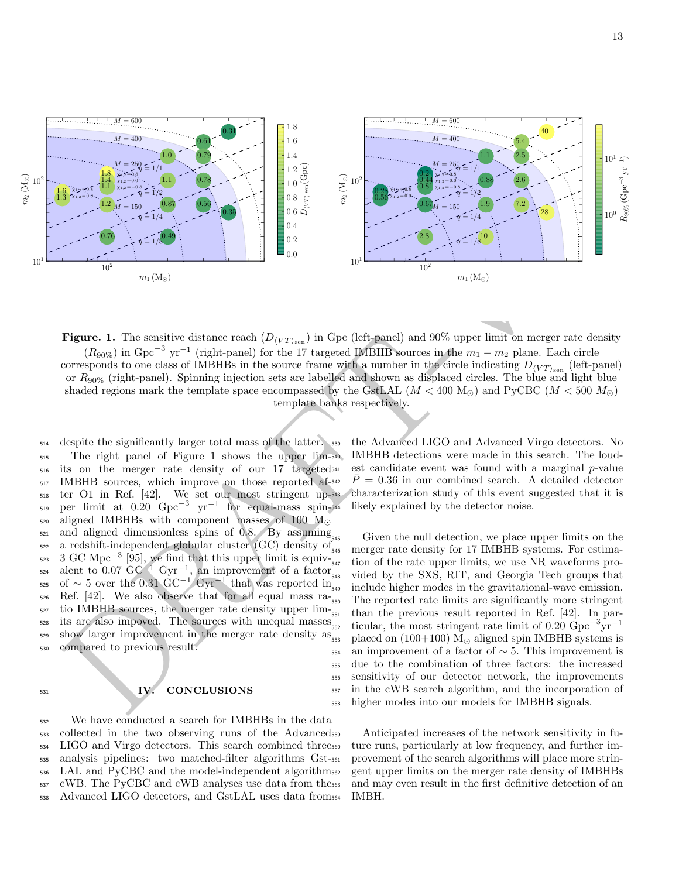**Figure. 1.** The sensitive distance reach ($D_{\langle VT \rangle_{\rm sen}}$) in Gpc (left-panel) and 90% upper limit on merger rate density ($R_{90\%}$) in Gpc$^{-3}$ yr$^{-1}$ (right-panel) for the 17 targeted IMBHB sources in the $m_1 - m_2$ plane. Each circle corresponds to one class of IMBHBs in the source frame with a number in the circle indicating $D_{\langle VT \rangle_{\rm sen}}$ (left-panel) or $R_{90\%}$ (right-panel). Spinning injection sets are labelled and shown as displaced circles. The blue and light blue shaded regions mark the template space encompassed by the GstLAL ($M < 400$ M$_\odot$) and PyCBC ($M < 500$ $M_\odot$) template banks respectively.

despite the significantly larger total mass of the latter.

The right panel of Figure 1 shows the upper limits on the merger rate density of our 17 targeted IMBHB sources, which improve on those reported after O1 in Ref. [42]. We set our most stringent upper limit at 0.20 Gpc$^{-3}$ yr$^{-1}$ for equal-mass spin-aligned IMBHBs with component masses of 100 M$_\odot$ and aligned dimensionless spins of 0.8. By assuming a redshift-independent globular cluster (GC) density of 3 GC Mpc$^{-3}$ [95], we find that this upper limit is equivalent to 0.07 GC$^{-1}$ Gyr$^{-1}$, an improvement of a factor of $\sim 5$ over the 0.31 GC$^{-1}$ Gyr$^{-1}$ that was reported in Ref. [42]. We also observe that for all equal mass ratio IMBHB sources, the merger rate density upper limits are also impoved. The sources with unequal masses show larger improvement in the merger rate density as compared to previous result.

## IV. CONCLUSIONS

We have conducted a search for IMBHBs in the data collected in the two observing runs of the Advanced LIGO and Virgo detectors. This search combined three analysis pipelines: two matched-filter algorithms GstLAL and PyCBC and the model-independent algorithm cWB. The PyCBC and cWB analyses use data from the Advanced LIGO detectors, and GstLAL uses data from the Advanced LIGO and Advanced Virgo detectors. No IMBHB detections were made in this search. The loudest candidate event was found with a marginal $p$-value $\bar{P} = 0.36$ in our combined search. A detailed detector characterization study of this event suggested that it is likely explained by the detector noise.

Given the null detection, we place upper limits on the merger rate density for 17 IMBHB systems. For estimation of the rate upper limits, we use NR waveforms provided by the SXS, RIT, and Georgia Tech groups that include higher modes in the gravitational-wave emission. The reported rate limits are significantly more stringent than the previous result reported in Ref. [42]. In particular, the most stringent rate limit of 0.20 Gpc$^{-3}$yr$^{-1}$ placed on (100+100) M$_\odot$ aligned spin IMBHB systems is an improvement of a factor of $\sim 5$. This improvement is due to the combination of three factors: the increased sensitivity of our detector network, the improvements in the cWB search algorithm, and the incorporation of higher modes into our models for IMBHB signals.

Anticipated increases of the network sensitivity in future runs, particularly at low frequency, and further improvement of the search algorithms will place more stringent upper limits on the merger rate density of IMBHBs and may even result in the first definitive detection of an IMBH.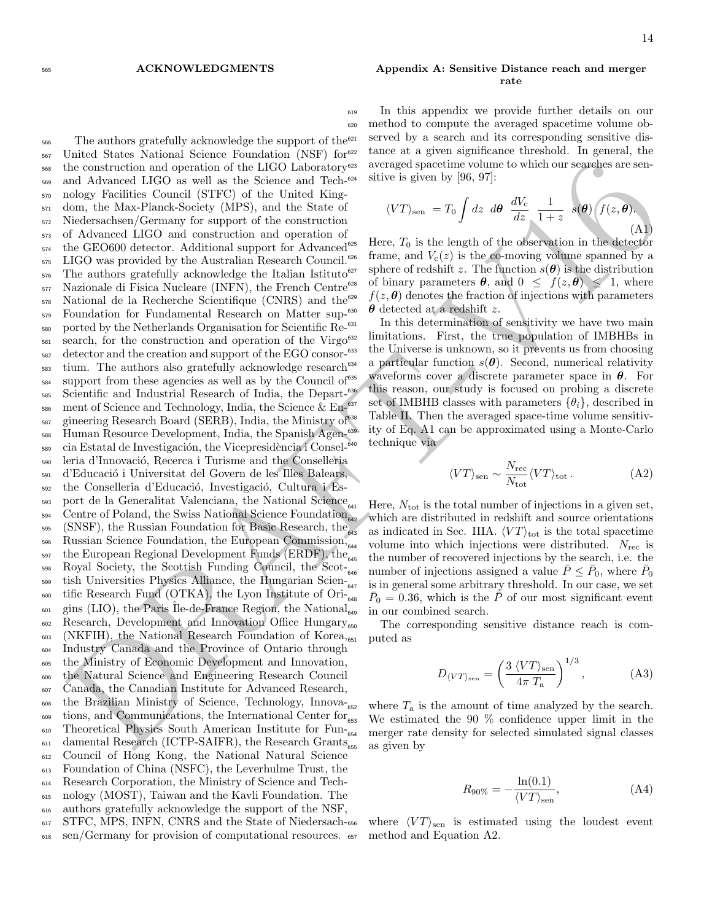## ACKNOWLEDGMENTS

The authors gratefully acknowledge the support of the United States National Science Foundation (NSF) for the construction and operation of the LIGO Laboratory and Advanced LIGO as well as the Science and Technology Facilities Council (STFC) of the United Kingdom, the Max-Planck-Society (MPS), and the State of Niedersachsen/Germany for support of the construction of Advanced LIGO and construction and operation of the GEO600 detector. Additional support for Advanced LIGO was provided by the Australian Research Council. The authors gratefully acknowledge the Italian Istituto Nazionale di Fisica Nucleare (INFN), the French Centre National de la Recherche Scientifique (CNRS) and the Foundation for Fundamental Research on Matter supported by the Netherlands Organisation for Scientific Research, for the construction and operation of the Virgo detector and the creation and support of the EGO consortium. The authors also gratefully acknowledge research support from these agencies as well as by the Council of Scientific and Industrial Research of India, the Department of Science and Technology, India, the Science & Engineering Research Board (SERB), India, the Ministry of Human Resource Development, India, the Spanish Agencia Estatal de Investigación, the Vicepresidència i Conselleria d'Innovació, Recerca i Turisme and the Conselleria d'Educació i Universitat del Govern de les Illes Balears, the Conselleria d'Educació, Investigació, Cultura i Esport de la Generalitat Valenciana, the National Science Centre of Poland, the Swiss National Science Foundation (SNSF), the Russian Foundation for Basic Research, the Russian Science Foundation, the European Commission, the European Regional Development Funds (ERDF), the Royal Society, the Scottish Funding Council, the Scottish Universities Physics Alliance, the Hungarian Scientific Research Fund (OTKA), the Lyon Institute of Origins (LIO), the Paris Île-de-France Region, the National Research, Development and Innovation Office Hungary (NKFIH), the National Research Foundation of Korea, Industry Canada and the Province of Ontario through the Ministry of Economic Development and Innovation, the Natural Science and Engineering Research Council Canada, the Canadian Institute for Advanced Research, the Brazilian Ministry of Science, Technology, Innovations, and Communications, the International Center for Theoretical Physics South American Institute for Fundamental Research (ICTP-SAIFR), the Research Grants Council of Hong Kong, the National Natural Science Foundation of China (NSFC), the Leverhulme Trust, the Research Corporation, the Ministry of Science and Technology (MOST), Taiwan and the Kavli Foundation. The authors gratefully acknowledge the support of the NSF, STFC, MPS, INFN, CNRS and the State of Niedersachsen/Germany for provision of computational resources.

## Appendix A: Sensitive Distance reach and merger rate

In this appendix we provide further details on our method to compute the averaged spacetime volume observed by a search and its corresponding sensitive distance at a given significance threshold. In general, the averaged spacetime volume to which our searches are sensitive is given by [96, 97]:

$$\langle VT\rangle_{\rm sen} = T_0 \int dz \ d\boldsymbol{\theta} \ \frac{dV_{\rm c}}{dz} \ \frac{1}{1+z} \ s(\boldsymbol{\theta}) \ f(z,\boldsymbol{\theta}). \tag{A1}$$

Here, $T_0$ is the length of the observation in the detector frame, and $V_{\rm c}(z)$ is the co-moving volume spanned by a sphere of redshift $z$. The function $s(\boldsymbol{\theta})$ is the distribution of binary parameters $\boldsymbol{\theta}$, and $0 \leq f(z,\boldsymbol{\theta}) \leq 1$, where $f(z,\boldsymbol{\theta})$ denotes the fraction of injections with parameters $\boldsymbol{\theta}$ detected at a redshift $z$.

In this determination of sensitivity we have two main limitations. First, the true population of IMBHBs in the Universe is unknown, so it prevents us from choosing a particular function $s(\boldsymbol{\theta})$. Second, numerical relativity waveforms cover a discrete parameter space in $\boldsymbol{\theta}$. For this reason, our study is focused on probing a discrete set of IMBHB classes with parameters $\{\theta_i\}$, described in Table II. Then the averaged space-time volume sensitivity of Eq. A1 can be approximated using a Monte-Carlo technique via

$$\langle VT\rangle_{\rm sen} \sim \frac{N_{\rm rec}}{N_{\rm tot}} \langle VT\rangle_{\rm tot} \,. \tag{A2}$$

Here, $N_{\rm tot}$ is the total number of injections in a given set, which are distributed in redshift and source orientations as indicated in Sec. IIIA. $\langle VT\rangle_{\rm tot}$ is the total spacetime volume into which injections were distributed. $N_{\rm rec}$ is the number of recovered injections by the search, i.e. the number of injections assigned a value $\bar{P} \leq \bar{P}_0$, where $\bar{P}_0$ is in general some arbitrary threshold. In our case, we set $\bar{P}_0 = 0.36$, which is the $\bar{P}$ of our most significant event in our combined search.

The corresponding sensitive distance reach is computed as

$$D_{\langle VT\rangle_{\rm sen}} = \left(\frac{3\,\langle VT\rangle_{\rm sen}}{4\pi\; T_{\rm a}}\right)^{1/3}, \tag{A3}$$

where $T_{\rm a}$ is the amount of time analyzed by the search. We estimated the 90 % confidence upper limit in the merger rate density for selected simulated signal classes as given by

$$R_{90\%} = -\frac{\ln(0.1)}{\langle VT\rangle_{\rm sen}}, \tag{A4}$$

where $\langle VT\rangle_{\rm sen}$ is estimated using the loudest event method and Equation A2.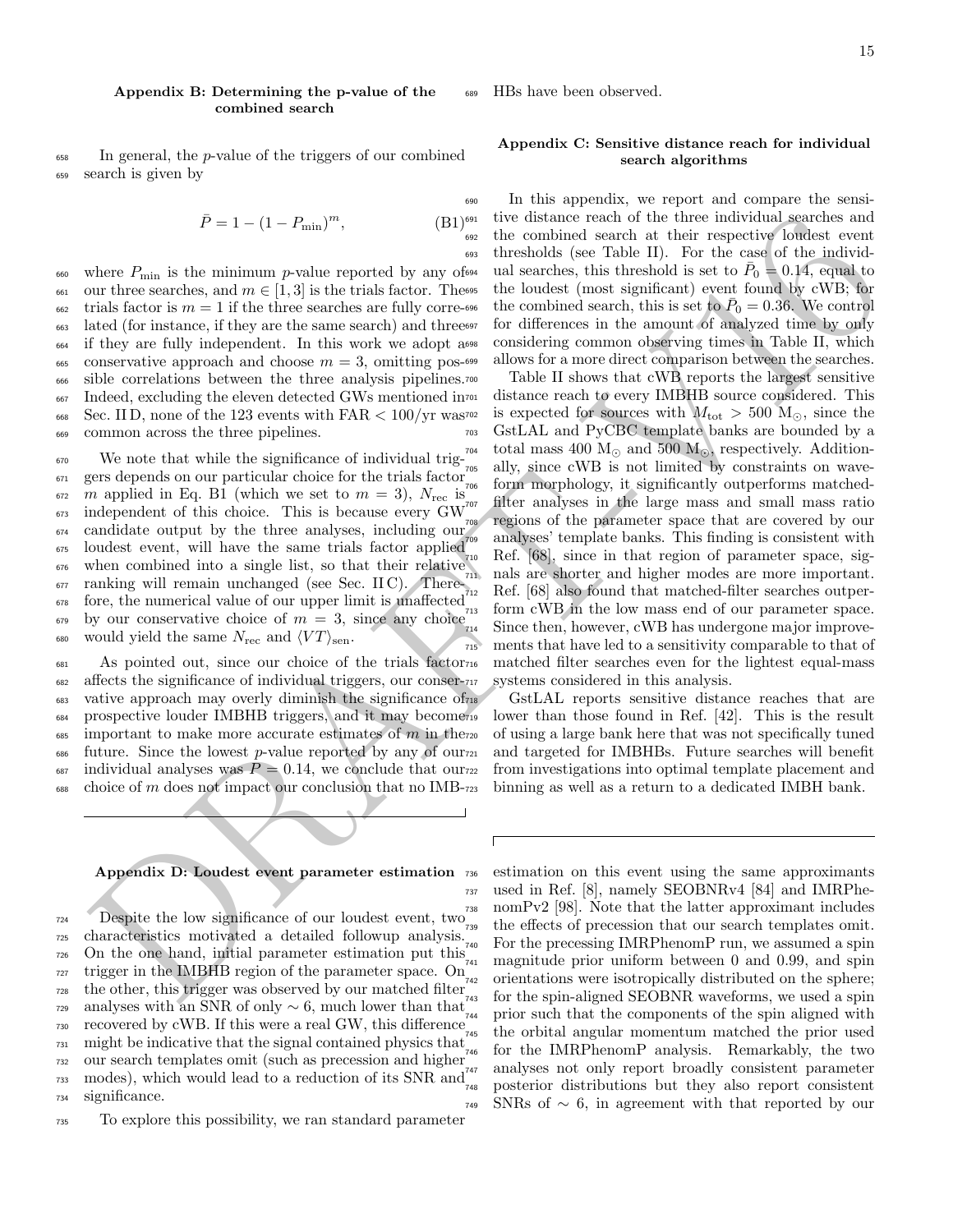### Appendix B: Determining the p-value of the combined search

In general, the $p$-value of the triggers of our combined search is given by

$$\bar{P} = 1 - (1 - P_{\rm min})^m, \quad \text{(B1)}$$

where $P_{\rm min}$ is the minimum $p$-value reported by any of our three searches, and $m \in [1, 3]$ is the trials factor. The trials factor is $m = 1$ if the three searches are fully correlated (for instance, if they are the same search) and three if they are fully independent. In this work we adopt a conservative approach and choose $m = 3$, omitting possible correlations between the three analysis pipelines. Indeed, excluding the eleven detected GWs mentioned in Sec. II D, none of the 123 events with FAR < 100/yr was common across the three pipelines.

We note that while the significance of individual triggers depends on our particular choice for the trials factor $m$ applied in Eq. B1 (which we set to $m = 3$), $N_{\rm rec}$ is independent of this choice. This is because every GW candidate output by the three analyses, including our loudest event, will have the same trials factor applied when combined into a single list, so that their relative ranking will remain unchanged (see Sec. II C). Therefore, the numerical value of our upper limit is unaffected by our conservative choice of $m = 3$, since any choice would yield the same $N_{\rm rec}$ and $\langle VT \rangle_{\rm sen}$.

As pointed out, since our choice of the trials factor affects the significance of individual triggers, our conservative approach may overly diminish the significance of prospective louder IMBHB triggers, and it may become important to make more accurate estimates of $m$ in the future. Since the lowest $p$-value reported by any of our individual analyses was $P = 0.14$, we conclude that our choice of $m$ does not impact our conclusion that no IMBHBs have been observed.

### Appendix C: Sensitive distance reach for individual search algorithms

In this appendix, we report and compare the sensitive distance reach of the three individual searches and the combined search at their respective loudest event thresholds (see Table II). For the case of the individual searches, this threshold is set to $\bar{P}_0 = 0.14$, equal to the loudest (most significant) event found by cWB; for the combined search, this is set to $\bar{P}_0 = 0.36$. We control for differences in the amount of analyzed time by only considering common observing times in Table II, which allows for a more direct comparison between the searches.

Table II shows that cWB reports the largest sensitive distance reach to every IMBHB source considered. This is expected for sources with $M_{\rm tot} > 500$ M$_\odot$, since the GstLAL and PyCBC template banks are bounded by a total mass 400 M$_\odot$ and 500 M$_\odot$, respectively. Additionally, since cWB is not limited by constraints on waveform morphology, it significantly outperforms matched-filter analyses in the large mass and small mass ratio regions of the parameter space that are covered by our analyses' template banks. This finding is consistent with Ref. [68], since in that region of parameter space, signals are shorter and higher modes are more important. Ref. [68] also found that matched-filter searches outperform cWB in the low mass end of our parameter space. Since then, however, cWB has undergone major improvements that have led to a sensitivity comparable to that of matched filter searches even for the lightest equal-mass systems considered in this analysis.

GstLAL reports sensitive distance reaches that are lower than those found in Ref. [42]. This is the result of using a large bank here that was not specifically tuned and targeted for IMBHBs. Future searches will benefit from investigations into optimal template placement and binning as well as a return to a dedicated IMBH bank.

### Appendix D: Loudest event parameter estimation

Despite the low significance of our loudest event, two characteristics motivated a detailed followup analysis. On the one hand, initial parameter estimation put this trigger in the IMBHB region of the parameter space. On the other, this trigger was observed by our matched filter analyses with an SNR of only ∼ 6, much lower than that recovered by cWB. If this were a real GW, this difference might be indicative that the signal contained physics that our search templates omit (such as precession and higher modes), which would lead to a reduction of its SNR and significance.

To explore this possibility, we ran standard parameter estimation on this event using the same approximants used in Ref. [8], namely SEOBNRv4 [84] and IMRPhenomPv2 [98]. Note that the latter approximant includes the effects of precession that our search templates omit. For the precessing IMRPhenomP run, we assumed a spin magnitude prior uniform between 0 and 0.99, and spin orientations were isotropically distributed on the sphere; for the spin-aligned SEOBNR waveforms, we used a spin prior such that the components of the spin aligned with the orbital angular momentum matched the prior used for the IMRPhenomP analysis. Remarkably, the two analyses not only report broadly consistent parameter posterior distributions but they also report consistent SNRs of ∼ 6, in agreement with that reported by our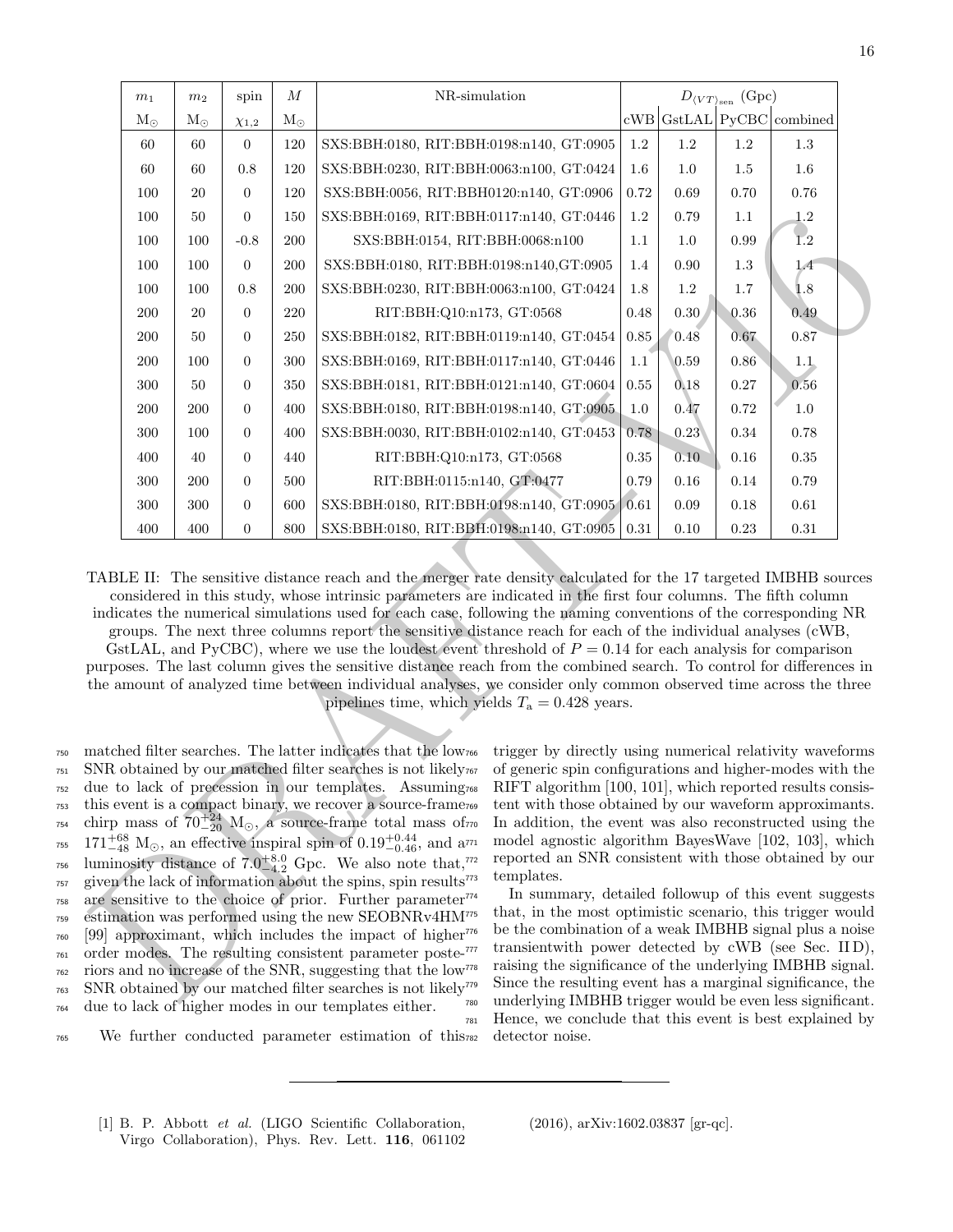| $m_1$ | $m_2$ | spin | $M$ | NR-simulation | $D_{\langle VT \rangle_{\rm sen}}$ (Gpc) | | | |
|---|---|---|---|---|---|---|---|---|
| $M_\odot$ | $M_\odot$ | $\chi_{1,2}$ | $M_\odot$ | | cWB | GstLAL | PyCBC | combined |
| 60 | 60 | 0 | 120 | SXS:BBH:0180, RIT:BBH:0198:n140, GT:0905 | 1.2 | 1.2 | 1.2 | 1.3 |
| 60 | 60 | 0.8 | 120 | SXS:BBH:0230, RIT:BBH:0063:n100, GT:0424 | 1.6 | 1.0 | 1.5 | 1.6 |
| 100 | 20 | 0 | 120 | SXS:BBH:0056, RIT:BBH0120:n140, GT:0906 | 0.72 | 0.69 | 0.70 | 0.76 |
| 100 | 50 | 0 | 150 | SXS:BBH:0169, RIT:BBH:0117:n140, GT:0446 | 1.2 | 0.79 | 1.1 | 1.2 |
| 100 | 100 | -0.8 | 200 | SXS:BBH:0154, RIT:BBH:0068:n100 | 1.1 | 1.0 | 0.99 | 1.2 |
| 100 | 100 | 0 | 200 | SXS:BBH:0180, RIT:BBH:0198:n140,GT:0905 | 1.4 | 0.90 | 1.3 | 1.4 |
| 100 | 100 | 0.8 | 200 | SXS:BBH:0230, RIT:BBH:0063:n100, GT:0424 | 1.8 | 1.2 | 1.7 | 1.8 |
| 200 | 20 | 0 | 220 | RIT:BBH:Q10:n173, GT:0568 | 0.48 | 0.30 | 0.36 | 0.49 |
| 200 | 50 | 0 | 250 | SXS:BBH:0182, RIT:BBH:0119:n140, GT:0454 | 0.85 | 0.48 | 0.67 | 0.87 |
| 200 | 100 | 0 | 300 | SXS:BBH:0169, RIT:BBH:0117:n140, GT:0446 | 1.1 | 0.59 | 0.86 | 1.1 |
| 300 | 50 | 0 | 350 | SXS:BBH:0181, RIT:BBH:0121:n140, GT:0604 | 0.55 | 0.18 | 0.27 | 0.56 |
| 200 | 200 | 0 | 400 | SXS:BBH:0180, RIT:BBH:0198:n140, GT:0905 | 1.0 | 0.47 | 0.72 | 1.0 |
| 300 | 100 | 0 | 400 | SXS:BBH:0030, RIT:BBH:0102:n140, GT:0453 | 0.78 | 0.23 | 0.34 | 0.78 |
| 400 | 40 | 0 | 440 | RIT:BBH:Q10:n173, GT:0568 | 0.35 | 0.10 | 0.16 | 0.35 |
| 300 | 200 | 0 | 500 | RIT:BBH:0115:n140, GT:0477 | 0.79 | 0.16 | 0.14 | 0.79 |
| 300 | 300 | 0 | 600 | SXS:BBH:0180, RIT:BBH:0198:n140, GT:0905 | 0.61 | 0.09 | 0.18 | 0.61 |
| 400 | 400 | 0 | 800 | SXS:BBH:0180, RIT:BBH:0198:n140, GT:0905 | 0.31 | 0.10 | 0.23 | 0.31 |

TABLE II: The sensitive distance reach and the merger rate density calculated for the 17 targeted IMBHB sources considered in this study, whose intrinsic parameters are indicated in the first four columns. The fifth column indicates the numerical simulations used for each case, following the naming conventions of the corresponding NR groups. The next three columns report the sensitive distance reach for each of the individual analyses (cWB, GstLAL, and PyCBC), where we use the loudest event threshold of $P = 0.14$ for each analysis for comparison purposes. The last column gives the sensitive distance reach from the combined search. To control for differences in the amount of analyzed time between individual analyses, we consider only common observed time across the three pipelines time, which yields $T_{\rm a} = 0.428$ years.

matched filter searches. The latter indicates that the low SNR obtained by our matched filter searches is not likely due to lack of precession in our templates. Assuming this event is a compact binary, we recover a source-frame chirp mass of $70^{+24}_{-20}$ M$_\odot$, a source-frame total mass of $171^{+68}_{-48}$ M$_\odot$, an effective inspiral spin of $0.19^{+0.44}_{-0.46}$, and a luminosity distance of $7.0^{+8.0}_{-4.2}$ Gpc. We also note that, given the lack of information about the spins, spin results are sensitive to the choice of prior. Further parameter estimation was performed using the new SEOBNRv4HM [99] approximant, which includes the impact of higher order modes. The resulting consistent parameter posteriors and no increase of the SNR, suggesting that the low SNR obtained by our matched filter searches is not likely due to lack of higher modes in our templates either.

We further conducted parameter estimation of this trigger by directly using numerical relativity waveforms of generic spin configurations and higher-modes with the RIFT algorithm [100, 101], which reported results consistent with those obtained by our waveform approximants. In addition, the event was also reconstructed using the model agnostic algorithm BayesWave [102, 103], which reported an SNR consistent with those obtained by our templates.

In summary, detailed followup of this event suggests that, in the most optimistic scenario, this trigger would be the combination of a weak IMBHB signal plus a noise transientwith power detected by cWB (see Sec. II D), raising the significance of the underlying IMBHB signal. Since the resulting event has a marginal significance, the underlying IMBHB trigger would be even less significant. Hence, we conclude that this event is best explained by detector noise.

---

[1] B. P. Abbott *et al.* (LIGO Scientific Collaboration, Virgo Collaboration), Phys. Rev. Lett. **116**, 061102 (2016), arXiv:1602.03837 [gr-qc].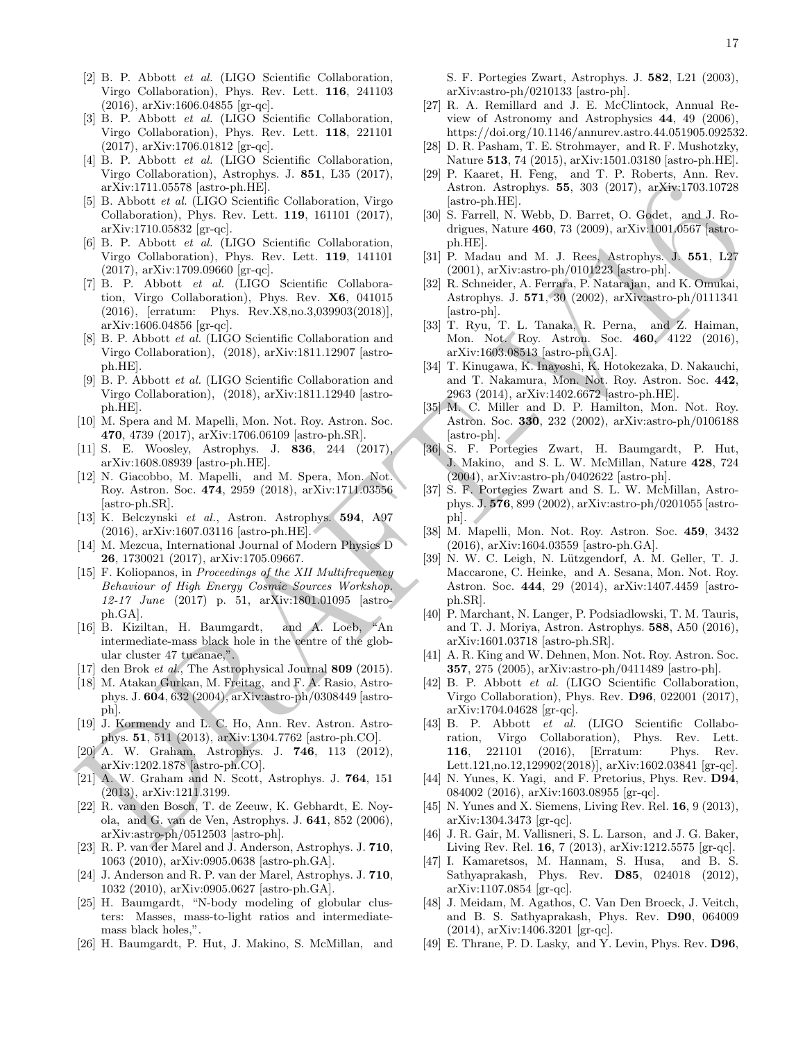[2] B. P. Abbott *et al.* (LIGO Scientific Collaboration, Virgo Collaboration), Phys. Rev. Lett. **116**, 241103 (2016), arXiv:1606.04855 [gr-qc].

[3] B. P. Abbott *et al.* (LIGO Scientific Collaboration, Virgo Collaboration), Phys. Rev. Lett. **118**, 221101 (2017), arXiv:1706.01812 [gr-qc].

[4] B. P. Abbott *et al.* (LIGO Scientific Collaboration, Virgo Collaboration), Astrophys. J. **851**, L35 (2017), arXiv:1711.05578 [astro-ph.HE].

[5] B. Abbott *et al.* (LIGO Scientific Collaboration, Virgo Collaboration), Phys. Rev. Lett. **119**, 161101 (2017), arXiv:1710.05832 [gr-qc].

[6] B. P. Abbott *et al.* (LIGO Scientific Collaboration, Virgo Collaboration), Phys. Rev. Lett. **119**, 141101 (2017), arXiv:1709.09660 [gr-qc].

[7] B. P. Abbott *et al.* (LIGO Scientific Collaboration, Virgo Collaboration), Phys. Rev. **X6**, 041015 (2016), [erratum: Phys. Rev.X8,no.3,039903(2018)], arXiv:1606.04856 [gr-qc].

[8] B. P. Abbott *et al.* (LIGO Scientific Collaboration and Virgo Collaboration), (2018), arXiv:1811.12907 [astro-ph.HE].

[9] B. P. Abbott *et al.* (LIGO Scientific Collaboration and Virgo Collaboration), (2018), arXiv:1811.12940 [astro-ph.HE].

[10] M. Spera and M. Mapelli, Mon. Not. Roy. Astron. Soc. **470**, 4739 (2017), arXiv:1706.06109 [astro-ph.SR].

[11] S. E. Woosley, Astrophys. J. **836**, 244 (2017), arXiv:1608.08939 [astro-ph.HE].

[12] N. Giacobbo, M. Mapelli, and M. Spera, Mon. Not. Roy. Astron. Soc. **474**, 2959 (2018), arXiv:1711.03556 [astro-ph.SR].

[13] K. Belczynski *et al.*, Astron. Astrophys. **594**, A97 (2016), arXiv:1607.03116 [astro-ph.HE].

[14] M. Mezcua, International Journal of Modern Physics D **26**, 1730021 (2017), arXiv:1705.09667.

[15] F. Koliopanos, in *Proceedings of the XII Multifrequency Behaviour of High Energy Cosmic Sources Workshop. 12-17 June* (2017) p. 51, arXiv:1801.01095 [astro-ph.GA].

[16] B. Kiziltan, H. Baumgardt, and A. Loeb, "An intermediate-mass black hole in the centre of the globular cluster 47 tucanae,".

[17] den Brok *et al.*, The Astrophysical Journal **809** (2015).

[18] M. Atakan Gurkan, M. Freitag, and F. A. Rasio, Astrophys. J. **604**, 632 (2004), arXiv:astro-ph/0308449 [astro-ph].

[19] J. Kormendy and L. C. Ho, Ann. Rev. Astron. Astrophys. **51**, 511 (2013), arXiv:1304.7762 [astro-ph.CO].

[20] A. W. Graham, Astrophys. J. **746**, 113 (2012), arXiv:1202.1878 [astro-ph.CO].

[21] A. W. Graham and N. Scott, Astrophys. J. **764**, 151 (2013), arXiv:1211.3199.

[22] R. van den Bosch, T. de Zeeuw, K. Gebhardt, E. Noyola, and G. van de Ven, Astrophys. J. **641**, 852 (2006), arXiv:astro-ph/0512503 [astro-ph].

[23] R. P. van der Marel and J. Anderson, Astrophys. J. **710**, 1063 (2010), arXiv:0905.0638 [astro-ph.GA].

[24] J. Anderson and R. P. van der Marel, Astrophys. J. **710**, 1032 (2010), arXiv:0905.0627 [astro-ph.GA].

[25] H. Baumgardt, "N-body modeling of globular clusters: Masses, mass-to-light ratios and intermediate-mass black holes,".

[26] H. Baumgardt, P. Hut, J. Makino, S. McMillan, and S. F. Portegies Zwart, Astrophys. J. **582**, L21 (2003), arXiv:astro-ph/0210133 [astro-ph].

[27] R. A. Remillard and J. E. McClintock, Annual Review of Astronomy and Astrophysics **44**, 49 (2006), https://doi.org/10.1146/annurev.astro.44.051905.092532.

[28] D. R. Pasham, T. E. Strohmayer, and R. F. Mushotzky, Nature **513**, 74 (2015), arXiv:1501.03180 [astro-ph.HE].

[29] P. Kaaret, H. Feng, and T. P. Roberts, Ann. Rev. Astron. Astrophys. **55**, 303 (2017), arXiv:1703.10728 [astro-ph.HE].

[30] S. Farrell, N. Webb, D. Barret, O. Godet, and J. Rodrigues, Nature **460**, 73 (2009), arXiv:1001.0567 [astro-ph.HE].

[31] P. Madau and M. J. Rees, Astrophys. J. **551**, L27 (2001), arXiv:astro-ph/0101223 [astro-ph].

[32] R. Schneider, A. Ferrara, P. Natarajan, and K. Omukai, Astrophys. J. **571**, 30 (2002), arXiv:astro-ph/0111341 [astro-ph].

[33] T. Ryu, T. L. Tanaka, R. Perna, and Z. Haiman, Mon. Not. Roy. Astron. Soc. **460**, 4122 (2016), arXiv:1603.08513 [astro-ph.GA].

[34] T. Kinugawa, K. Inayoshi, K. Hotokezaka, D. Nakauchi, and T. Nakamura, Mon. Not. Roy. Astron. Soc. **442**, 2963 (2014), arXiv:1402.6672 [astro-ph.HE].

[35] M. C. Miller and D. P. Hamilton, Mon. Not. Roy. Astron. Soc. **330**, 232 (2002), arXiv:astro-ph/0106188 [astro-ph].

[36] S. F. Portegies Zwart, H. Baumgardt, P. Hut, J. Makino, and S. L. W. McMillan, Nature **428**, 724 (2004), arXiv:astro-ph/0402622 [astro-ph].

[37] S. F. Portegies Zwart and S. L. W. McMillan, Astrophys. J. **576**, 899 (2002), arXiv:astro-ph/0201055 [astro-ph].

[38] M. Mapelli, Mon. Not. Roy. Astron. Soc. **459**, 3432 (2016), arXiv:1604.03559 [astro-ph.GA].

[39] N. W. C. Leigh, N. Lützgendorf, A. M. Geller, T. J. Maccarone, C. Heinke, and A. Sesana, Mon. Not. Roy. Astron. Soc. **444**, 29 (2014), arXiv:1407.4459 [astro-ph.SR].

[40] P. Marchant, N. Langer, P. Podsiadlowski, T. M. Tauris, and T. J. Moriya, Astron. Astrophys. **588**, A50 (2016), arXiv:1601.03718 [astro-ph.SR].

[41] A. R. King and W. Dehnen, Mon. Not. Roy. Astron. Soc. **357**, 275 (2005), arXiv:astro-ph/0411489 [astro-ph].

[42] B. P. Abbott *et al.* (LIGO Scientific Collaboration, Virgo Collaboration), Phys. Rev. **D96**, 022001 (2017), arXiv:1704.04628 [gr-qc].

[43] B. P. Abbott *et al.* (LIGO Scientific Collaboration, Virgo Collaboration), Phys. Rev. Lett. **116**, 221101 (2016), [Erratum: Phys. Rev. Lett.121,no.12,129902(2018)], arXiv:1602.03841 [gr-qc].

[44] N. Yunes, K. Yagi, and F. Pretorius, Phys. Rev. **D94**, 084002 (2016), arXiv:1603.08955 [gr-qc].

[45] N. Yunes and X. Siemens, Living Rev. Rel. **16**, 9 (2013), arXiv:1304.3473 [gr-qc].

[46] J. R. Gair, M. Vallisneri, S. L. Larson, and J. G. Baker, Living Rev. Rel. **16**, 7 (2013), arXiv:1212.5575 [gr-qc].

[47] I. Kamaretsos, M. Hannam, S. Husa, and B. S. Sathyaprakash, Phys. Rev. **D85**, 024018 (2012), arXiv:1107.0854 [gr-qc].

[48] J. Meidam, M. Agathos, C. Van Den Broeck, J. Veitch, and B. S. Sathyaprakash, Phys. Rev. **D90**, 064009 (2014), arXiv:1406.3201 [gr-qc].

[49] E. Thrane, P. D. Lasky, and Y. Levin, Phys. Rev. **D96**,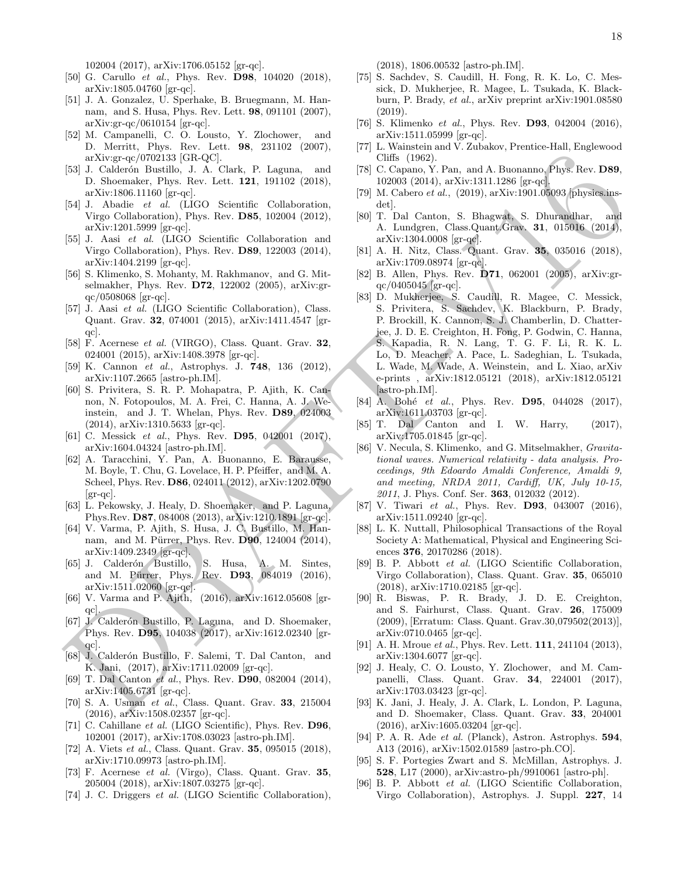102004 (2017), arXiv:1706.05152 [gr-qc].

[50] G. Carullo *et al.*, Phys. Rev. **D98**, 104020 (2018), arXiv:1805.04760 [gr-qc].

[51] J. A. Gonzalez, U. Sperhake, B. Bruegmann, M. Hannam, and S. Husa, Phys. Rev. Lett. **98**, 091101 (2007), arXiv:gr-qc/0610154 [gr-qc].

[52] M. Campanelli, C. O. Lousto, Y. Zlochower, and D. Merritt, Phys. Rev. Lett. **98**, 231102 (2007), arXiv:gr-qc/0702133 [GR-QC].

[53] J. Calderón Bustillo, J. A. Clark, P. Laguna, and D. Shoemaker, Phys. Rev. Lett. **121**, 191102 (2018), arXiv:1806.11160 [gr-qc].

[54] J. Abadie *et al.* (LIGO Scientific Collaboration, Virgo Collaboration), Phys. Rev. **D85**, 102004 (2012), arXiv:1201.5999 [gr-qc].

[55] J. Aasi *et al.* (LIGO Scientific Collaboration and Virgo Collaboration), Phys. Rev. **D89**, 122003 (2014), arXiv:1404.2199 [gr-qc].

[56] S. Klimenko, S. Mohanty, M. Rakhmanov, and G. Mitselmakher, Phys. Rev. **D72**, 122002 (2005), arXiv:gr-qc/0508068 [gr-qc].

[57] J. Aasi *et al.* (LIGO Scientific Collaboration), Class. Quant. Grav. **32**, 074001 (2015), arXiv:1411.4547 [gr-qc].

[58] F. Acernese *et al.* (VIRGO), Class. Quant. Grav. **32**, 024001 (2015), arXiv:1408.3978 [gr-qc].

[59] K. Cannon *et al.*, Astrophys. J. **748**, 136 (2012), arXiv:1107.2665 [astro-ph.IM].

[60] S. Privitera, S. R. P. Mohapatra, P. Ajith, K. Cannon, N. Fotopoulos, M. A. Frei, C. Hanna, A. J. Weinstein, and J. T. Whelan, Phys. Rev. **D89**, 024003 (2014), arXiv:1310.5633 [gr-qc].

[61] C. Messick *et al.*, Phys. Rev. **D95**, 042001 (2017), arXiv:1604.04324 [astro-ph.IM].

[62] A. Taracchini, Y. Pan, A. Buonanno, E. Barausse, M. Boyle, T. Chu, G. Lovelace, H. P. Pfeiffer, and M. A. Scheel, Phys. Rev. **D86**, 024011 (2012), arXiv:1202.0790 [gr-qc].

[63] L. Pekowsky, J. Healy, D. Shoemaker, and P. Laguna, Phys.Rev. **D87**, 084008 (2013), arXiv:1210.1891 [gr-qc].

[64] V. Varma, P. Ajith, S. Husa, J. C. Bustillo, M. Hannam, and M. Pürrer, Phys. Rev. **D90**, 124004 (2014), arXiv:1409.2349 [gr-qc].

[65] J. Calderón Bustillo, S. Husa, A. M. Sintes, and M. Pürrer, Phys. Rev. **D93**, 084019 (2016), arXiv:1511.02060 [gr-qc].

[66] V. Varma and P. Ajith, (2016), arXiv:1612.05608 [gr-qc].

[67] J. Calderón Bustillo, P. Laguna, and D. Shoemaker, Phys. Rev. **D95**, 104038 (2017), arXiv:1612.02340 [gr-qc].

[68] J. Calderón Bustillo, F. Salemi, T. Dal Canton, and K. Jani, (2017), arXiv:1711.02009 [gr-qc].

[69] T. Dal Canton *et al.*, Phys. Rev. **D90**, 082004 (2014), arXiv:1405.6731 [gr-qc].

[70] S. A. Usman *et al.*, Class. Quant. Grav. **33**, 215004 (2016), arXiv:1508.02357 [gr-qc].

[71] C. Cahillane *et al.* (LIGO Scientific), Phys. Rev. **D96**, 102001 (2017), arXiv:1708.03023 [astro-ph.IM].

[72] A. Viets *et al.*, Class. Quant. Grav. **35**, 095015 (2018), arXiv:1710.09973 [astro-ph.IM].

[73] F. Acernese *et al.* (Virgo), Class. Quant. Grav. **35**, 205004 (2018), arXiv:1807.03275 [gr-qc].

[74] J. C. Driggers *et al.* (LIGO Scientific Collaboration), (2018), 1806.00532 [astro-ph.IM].

[75] S. Sachdev, S. Caudill, H. Fong, R. K. Lo, C. Messick, D. Mukherjee, R. Magee, L. Tsukada, K. Blackburn, P. Brady, *et al.*, arXiv preprint arXiv:1901.08580 (2019).

[76] S. Klimenko *et al.*, Phys. Rev. **D93**, 042004 (2016), arXiv:1511.05999 [gr-qc].

[77] L. Wainstein and V. Zubakov, Prentice-Hall, Englewood Cliffs (1962).

[78] C. Capano, Y. Pan, and A. Buonanno, Phys. Rev. **D89**, 102003 (2014), arXiv:1311.1286 [gr-qc].

[79] M. Cabero *et al.*, (2019), arXiv:1901.05093 [physics.ins-det].

[80] T. Dal Canton, S. Bhagwat, S. Dhurandhar, and A. Lundgren, Class.Quant.Grav. **31**, 015016 (2014), arXiv:1304.0008 [gr-qc].

[81] A. H. Nitz, Class. Quant. Grav. **35**, 035016 (2018), arXiv:1709.08974 [gr-qc].

[82] B. Allen, Phys. Rev. **D71**, 062001 (2005), arXiv:gr-qc/0405045 [gr-qc].

[83] D. Mukherjee, S. Caudill, R. Magee, C. Messick, S. Privitera, S. Sachdev, K. Blackburn, P. Brady, P. Brockill, K. Cannon, S. J. Chamberlin, D. Chatterjee, J. D. E. Creighton, H. Fong, P. Godwin, C. Hanna, S. Kapadia, R. N. Lang, T. G. F. Li, R. K. L. Lo, D. Meacher, A. Pace, L. Sadeghian, L. Tsukada, L. Wade, M. Wade, A. Weinstein, and L. Xiao, arXiv e-prints , arXiv:1812.05121 (2018), arXiv:1812.05121 [astro-ph.IM].

[84] A. Bohé *et al.*, Phys. Rev. **D95**, 044028 (2017), arXiv:1611.03703 [gr-qc].

[85] T. Dal Canton and I. W. Harry, (2017), arXiv:1705.01845 [gr-qc].

[86] V. Necula, S. Klimenko, and G. Mitselmakher, *Gravitational waves. Numerical relativity - data analysis. Proceedings, 9th Edoardo Amaldi Conference, Amaldi 9, and meeting, NRDA 2011, Cardiff, UK, July 10-15, 2011*, J. Phys. Conf. Ser. **363**, 012032 (2012).

[87] V. Tiwari *et al.*, Phys. Rev. **D93**, 043007 (2016), arXiv:1511.09240 [gr-qc].

[88] L. K. Nuttall, Philosophical Transactions of the Royal Society A: Mathematical, Physical and Engineering Sciences **376**, 20170286 (2018).

[89] B. P. Abbott *et al.* (LIGO Scientific Collaboration, Virgo Collaboration), Class. Quant. Grav. **35**, 065010 (2018), arXiv:1710.02185 [gr-qc].

[90] R. Biswas, P. R. Brady, J. D. E. Creighton, and S. Fairhurst, Class. Quant. Grav. **26**, 175009 (2009), [Erratum: Class. Quant. Grav.30,079502(2013)], arXiv:0710.0465 [gr-qc].

[91] A. H. Mroue *et al.*, Phys. Rev. Lett. **111**, 241104 (2013), arXiv:1304.6077 [gr-qc].

[92] J. Healy, C. O. Lousto, Y. Zlochower, and M. Campanelli, Class. Quant. Grav. **34**, 224001 (2017), arXiv:1703.03423 [gr-qc].

[93] K. Jani, J. Healy, J. A. Clark, L. London, P. Laguna, and D. Shoemaker, Class. Quant. Grav. **33**, 204001 (2016), arXiv:1605.03204 [gr-qc].

[94] P. A. R. Ade *et al.* (Planck), Astron. Astrophys. **594**, A13 (2016), arXiv:1502.01589 [astro-ph.CO].

[95] S. F. Portegies Zwart and S. McMillan, Astrophys. J. **528**, L17 (2000), arXiv:astro-ph/9910061 [astro-ph].

[96] B. P. Abbott *et al.* (LIGO Scientific Collaboration, Virgo Collaboration), Astrophys. J. Suppl. **227**, 14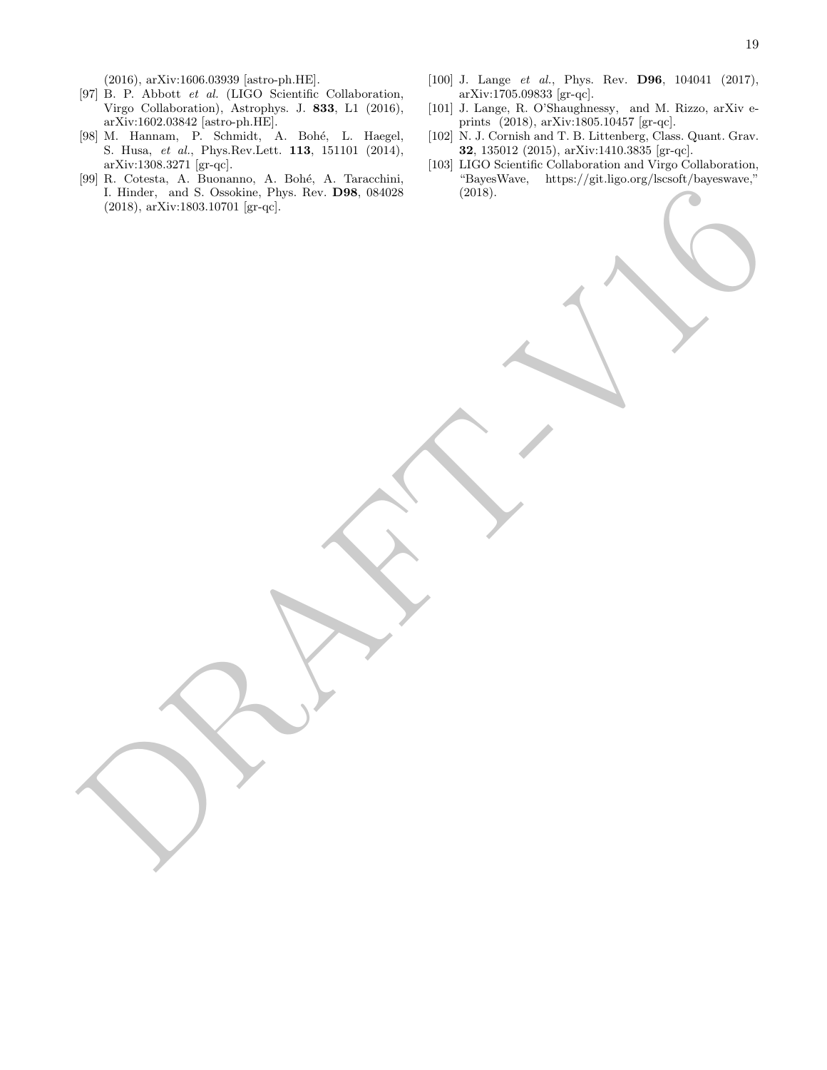(2016), arXiv:1606.03939 [astro-ph.HE].

[97] B. P. Abbott *et al.* (LIGO Scientific Collaboration, Virgo Collaboration), Astrophys. J. **833**, L1 (2016), arXiv:1602.03842 [astro-ph.HE].

[98] M. Hannam, P. Schmidt, A. Bohé, L. Haegel, S. Husa, *et al.*, Phys.Rev.Lett. **113**, 151101 (2014), arXiv:1308.3271 [gr-qc].

[99] R. Cotesta, A. Buonanno, A. Bohé, A. Taracchini, I. Hinder, and S. Ossokine, Phys. Rev. **D98**, 084028 (2018), arXiv:1803.10701 [gr-qc].

[100] J. Lange *et al.*, Phys. Rev. **D96**, 104041 (2017), arXiv:1705.09833 [gr-qc].

[101] J. Lange, R. O'Shaughnessy, and M. Rizzo, arXiv e-prints (2018), arXiv:1805.10457 [gr-qc].

[102] N. J. Cornish and T. B. Littenberg, Class. Quant. Grav. **32**, 135012 (2015), arXiv:1410.3835 [gr-qc].

[103] LIGO Scientific Collaboration and Virgo Collaboration, "BayesWave, https://git.ligo.org/lscsoft/bayeswave," (2018).